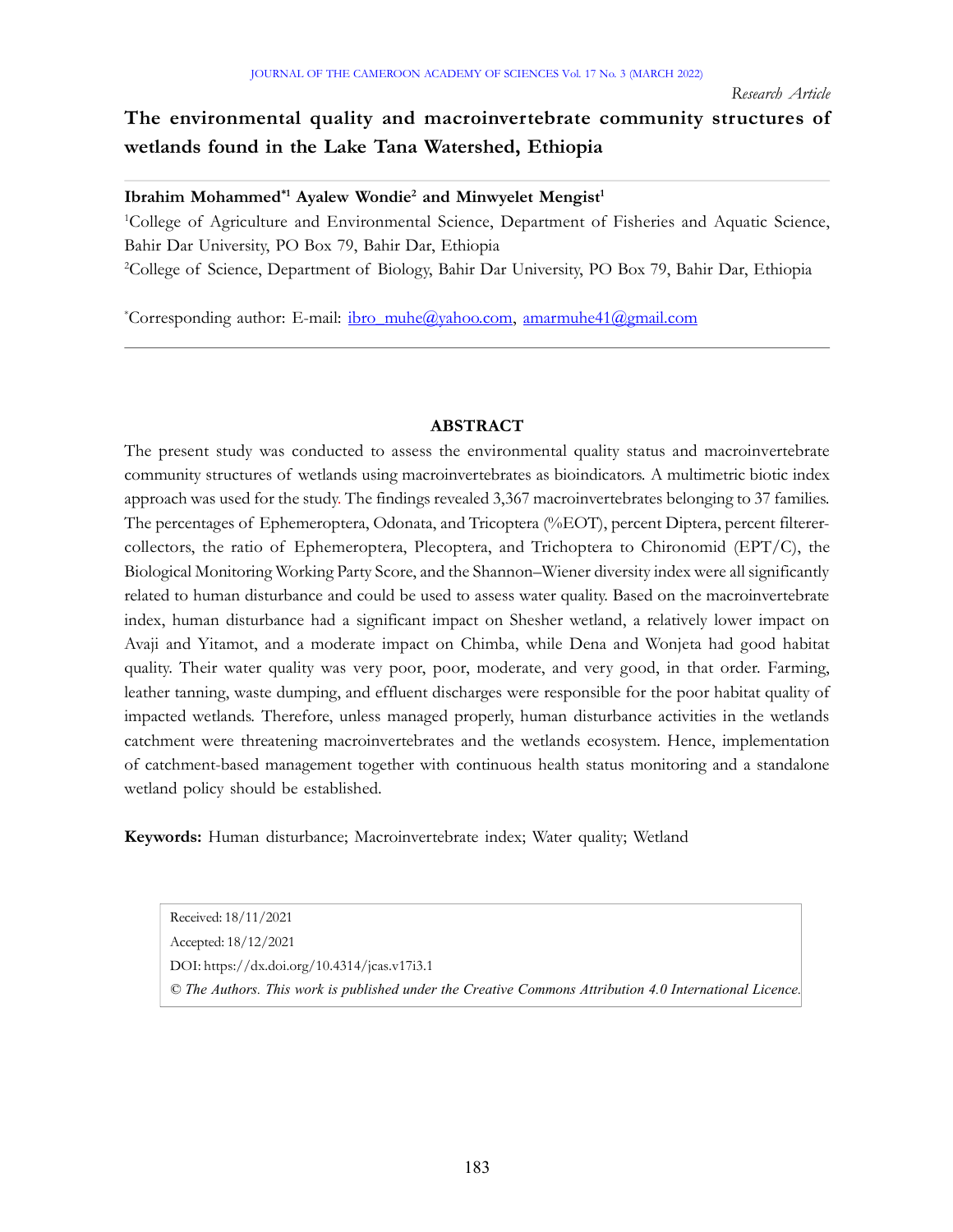*Research Article*

# The environmental quality and macroinvertebrate community structures of wetlands found in the Lake Tana Watershed, Ethiopia

**Ibrahim Mohammed[*1] Ayalew Wondie[2] and Minwyelet Mengist[1]**

[1]College of Agriculture and Environmental Science, Department of Fisheries and Aquatic Science, Bahir Dar University, PO Box 79, Bahir Dar, Ethiopia

[2]College of Science, Department of Biology, Bahir Dar University, PO Box 79, Bahir Dar, Ethiopia

[*]Corresponding author: E-mail: ibro_muhe@yahoo.com, amarmuhe41@gmail.com

## ABSTRACT

The present study was conducted to assess the environmental quality status and macroinvertebrate community structures of wetlands using macroinvertebrates as bioindicators. A multimetric biotic index approach was used for the study. The findings revealed 3,367 macroinvertebrates belonging to 37 families. The percentages of Ephemeroptera, Odonata, and Tricoptera (%EOT), percent Diptera, percent filterer-collectors, the ratio of Ephemeroptera, Plecoptera, and Trichoptera to Chironomid (EPT/C), the Biological Monitoring Working Party Score, and the Shannon–Wiener diversity index were all significantly related to human disturbance and could be used to assess water quality. Based on the macroinvertebrate index, human disturbance had a significant impact on Shesher wetland, a relatively lower impact on Avaji and Yitamot, and a moderate impact on Chimba, while Dena and Wonjeta had good habitat quality. Their water quality was very poor, poor, moderate, and very good, in that order. Farming, leather tanning, waste dumping, and effluent discharges were responsible for the poor habitat quality of impacted wetlands. Therefore, unless managed properly, human disturbance activities in the wetlands catchment were threatening macroinvertebrates and the wetlands ecosystem. Hence, implementation of catchment-based management together with continuous health status monitoring and a standalone wetland policy should be established.

**Keywords:** Human disturbance; Macroinvertebrate index; Water quality; Wetland

Received: 18/11/2021

Accepted: 18/12/2021

DOI: https://dx.doi.org/10.4314/jcas.v17i3.1

*© The Authors. This work is published under the Creative Commons Attribution 4.0 International Licence.*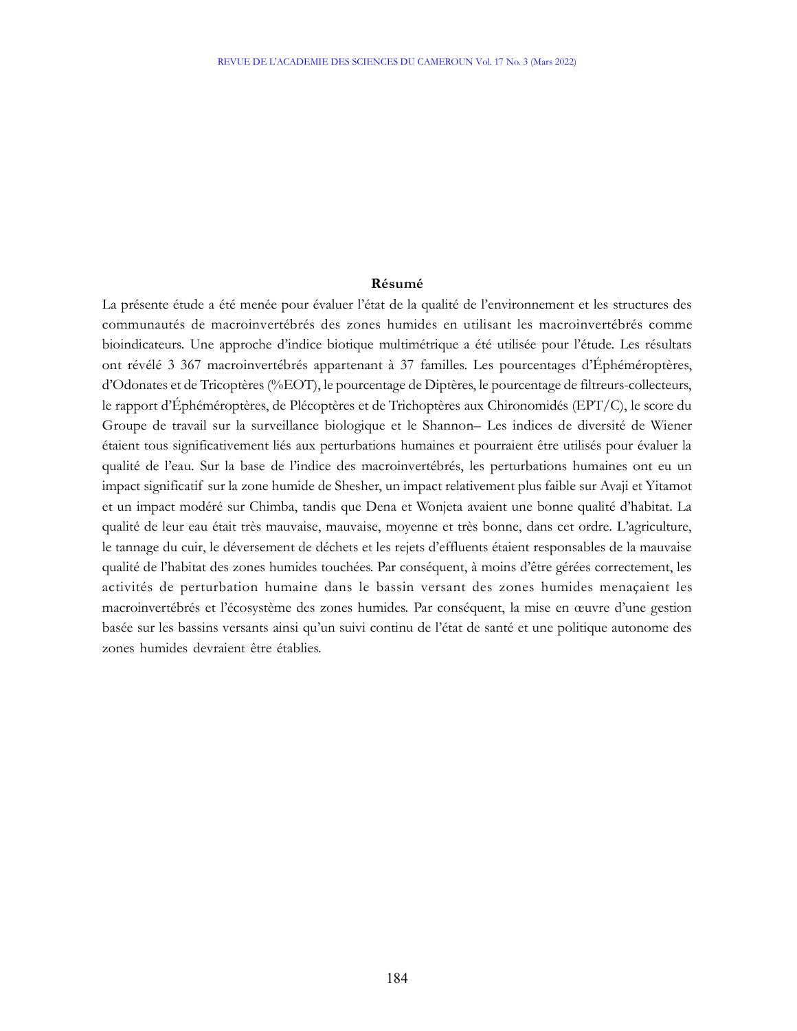## Résumé

La présente étude a été menée pour évaluer l'état de la qualité de l'environnement et les structures des communautés de macroinvertébrés des zones humides en utilisant les macroinvertébrés comme bioindicateurs. Une approche d'indice biotique multimétrique a été utilisée pour l'étude. Les résultats ont révélé 3 367 macroinvertébrés appartenant à 37 familles. Les pourcentages d'Éphéméroptères, d'Odonates et de Tricoptères (%EOT), le pourcentage de Diptères, le pourcentage de filtreurs-collecteurs, le rapport d'Éphéméroptères, de Plécoptères et de Trichoptères aux Chironomidés (EPT/C), le score du Groupe de travail sur la surveillance biologique et le Shannon– Les indices de diversité de Wiener étaient tous significativement liés aux perturbations humaines et pourraient être utilisés pour évaluer la qualité de l'eau. Sur la base de l'indice des macroinvertébrés, les perturbations humaines ont eu un impact significatif sur la zone humide de Shesher, un impact relativement plus faible sur Avaji et Yitamot et un impact modéré sur Chimba, tandis que Dena et Wonjeta avaient une bonne qualité d'habitat. La qualité de leur eau était très mauvaise, mauvaise, moyenne et très bonne, dans cet ordre. L'agriculture, le tannage du cuir, le déversement de déchets et les rejets d'effluents étaient responsables de la mauvaise qualité de l'habitat des zones humides touchées. Par conséquent, à moins d'être gérées correctement, les activités de perturbation humaine dans le bassin versant des zones humides menaçaient les macroinvertébrés et l'écosystème des zones humides. Par conséquent, la mise en œuvre d'une gestion basée sur les bassins versants ainsi qu'un suivi continu de l'état de santé et une politique autonome des zones humides devraient être établies.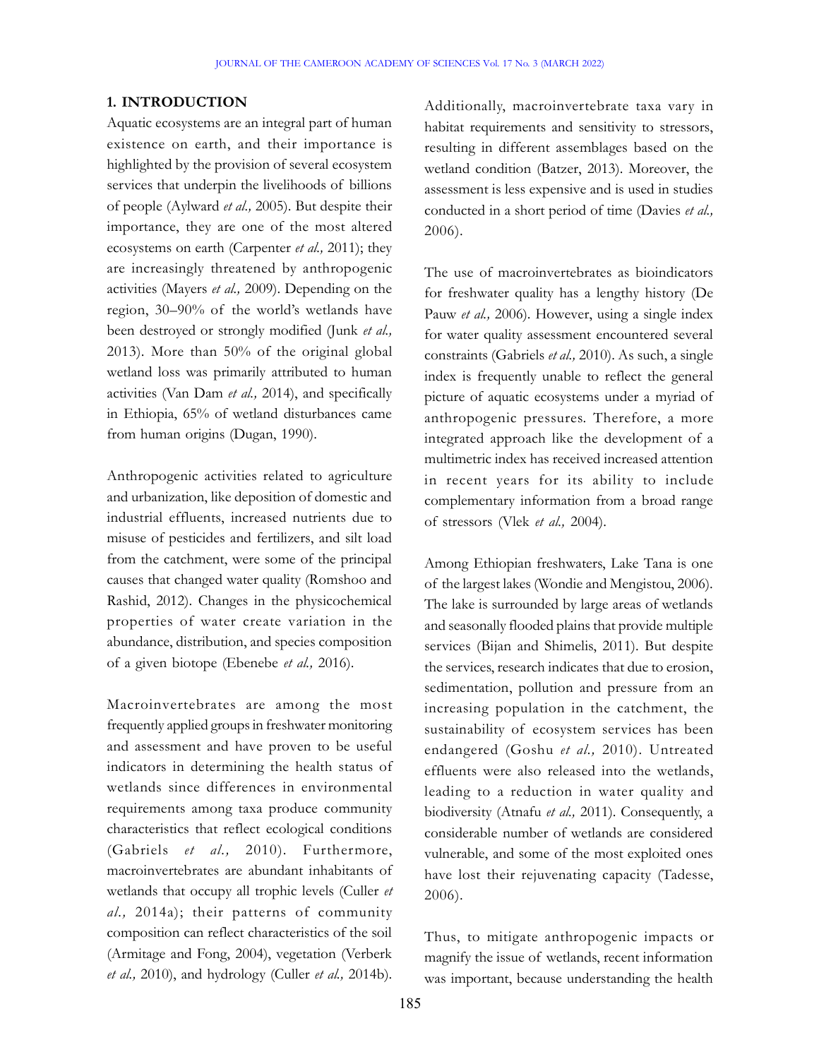## 1. INTRODUCTION

Aquatic ecosystems are an integral part of human existence on earth, and their importance is highlighted by the provision of several ecosystem services that underpin the livelihoods of billions of people (Aylward *et al.,* 2005). But despite their importance, they are one of the most altered ecosystems on earth (Carpenter *et al.,* 2011); they are increasingly threatened by anthropogenic activities (Mayers *et al.,* 2009). Depending on the region, 30–90% of the world's wetlands have been destroyed or strongly modified (Junk *et al.,* 2013). More than 50% of the original global wetland loss was primarily attributed to human activities (Van Dam *et al.,* 2014), and specifically in Ethiopia, 65% of wetland disturbances came from human origins (Dugan, 1990).

Anthropogenic activities related to agriculture and urbanization, like deposition of domestic and industrial effluents, increased nutrients due to misuse of pesticides and fertilizers, and silt load from the catchment, were some of the principal causes that changed water quality (Romshoo and Rashid, 2012). Changes in the physicochemical properties of water create variation in the abundance, distribution, and species composition of a given biotope (Ebenebe *et al.,* 2016).

Macroinvertebrates are among the most frequently applied groups in freshwater monitoring and assessment and have proven to be useful indicators in determining the health status of wetlands since differences in environmental requirements among taxa produce community characteristics that reflect ecological conditions (Gabriels *et al.,* 2010). Furthermore, macroinvertebrates are abundant inhabitants of wetlands that occupy all trophic levels (Culler *et al.,* 2014a); their patterns of community composition can reflect characteristics of the soil (Armitage and Fong, 2004), vegetation (Verberk *et al.,* 2010), and hydrology (Culler *et al.,* 2014b). Additionally, macroinvertebrate taxa vary in habitat requirements and sensitivity to stressors, resulting in different assemblages based on the wetland condition (Batzer, 2013). Moreover, the assessment is less expensive and is used in studies conducted in a short period of time (Davies *et al.,* 2006).

The use of macroinvertebrates as bioindicators for freshwater quality has a lengthy history (De Pauw *et al.,* 2006). However, using a single index for water quality assessment encountered several constraints (Gabriels *et al.,* 2010). As such, a single index is frequently unable to reflect the general picture of aquatic ecosystems under a myriad of anthropogenic pressures. Therefore, a more integrated approach like the development of a multimetric index has received increased attention in recent years for its ability to include complementary information from a broad range of stressors (Vlek *et al.,* 2004).

Among Ethiopian freshwaters, Lake Tana is one of the largest lakes (Wondie and Mengistou, 2006). The lake is surrounded by large areas of wetlands and seasonally flooded plains that provide multiple services (Bijan and Shimelis, 2011). But despite the services, research indicates that due to erosion, sedimentation, pollution and pressure from an increasing population in the catchment, the sustainability of ecosystem services has been endangered (Goshu *et al.,* 2010). Untreated effluents were also released into the wetlands, leading to a reduction in water quality and biodiversity (Atnafu *et al.,* 2011). Consequently, a considerable number of wetlands are considered vulnerable, and some of the most exploited ones have lost their rejuvenating capacity (Tadesse, 2006).

Thus, to mitigate anthropogenic impacts or magnify the issue of wetlands, recent information was important, because understanding the health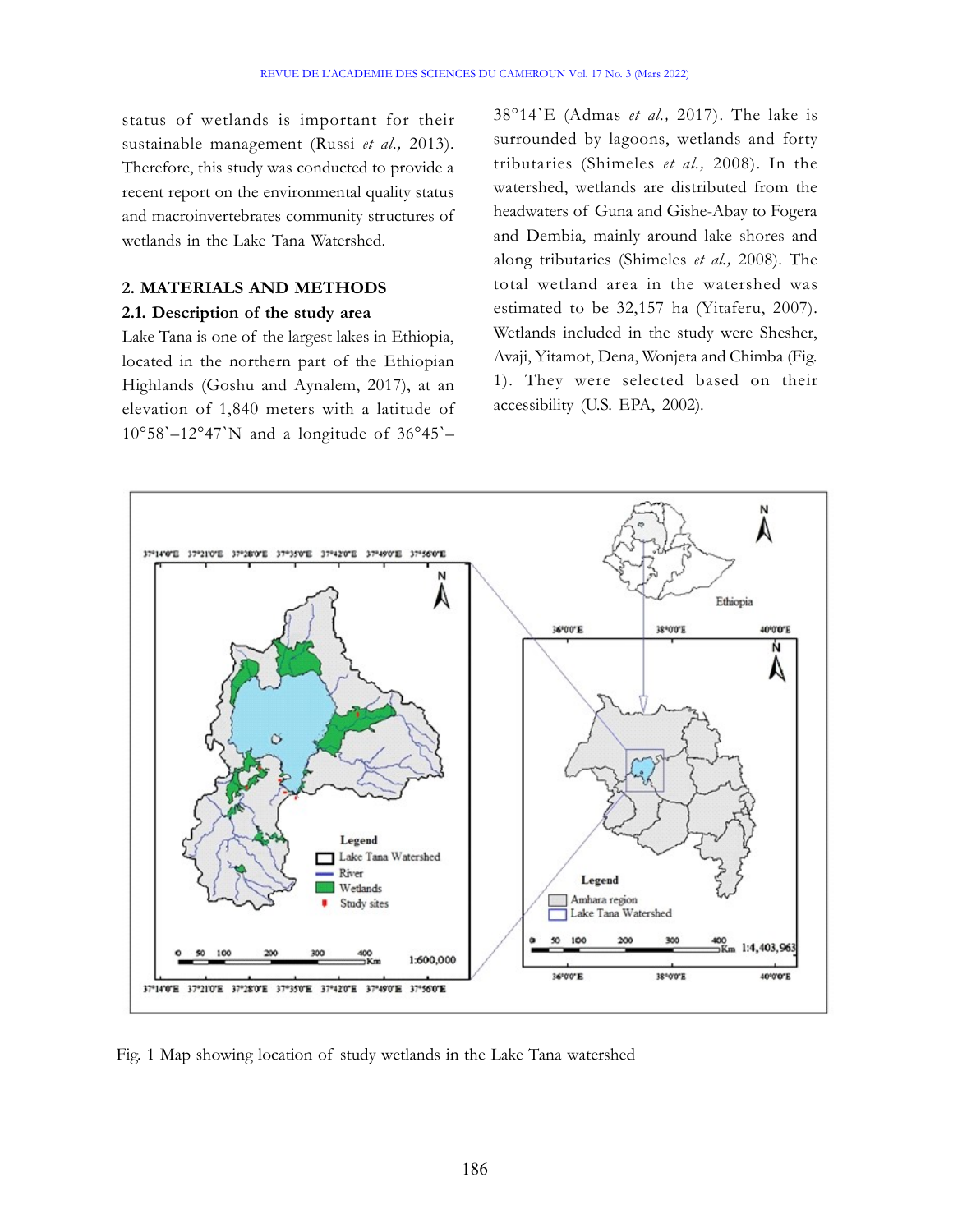status of wetlands is important for their sustainable management (Russi *et al.,* 2013). Therefore, this study was conducted to provide a recent report on the environmental quality status and macroinvertebrates community structures of wetlands in the Lake Tana Watershed.

## 2. MATERIALS AND METHODS

### 2.1. Description of the study area

Lake Tana is one of the largest lakes in Ethiopia, located in the northern part of the Ethiopian Highlands (Goshu and Aynalem, 2017), at an elevation of 1,840 meters with a latitude of 10°58`–12°47`N and a longitude of 36°45`–38°14`E (Admas *et al.,* 2017). The lake is surrounded by lagoons, wetlands and forty tributaries (Shimeles *et al.,* 2008). In the watershed, wetlands are distributed from the headwaters of Guna and Gishe-Abay to Fogera and Dembia, mainly around lake shores and along tributaries (Shimeles *et al.,* 2008). The total wetland area in the watershed was estimated to be 32,157 ha (Yitaferu, 2007). Wetlands included in the study were Shesher, Avaji, Yitamot, Dena, Wonjeta and Chimba (Fig. 1). They were selected based on their accessibility (U.S. EPA, 2002).

Fig. 1 Map showing location of study wetlands in the Lake Tana watershed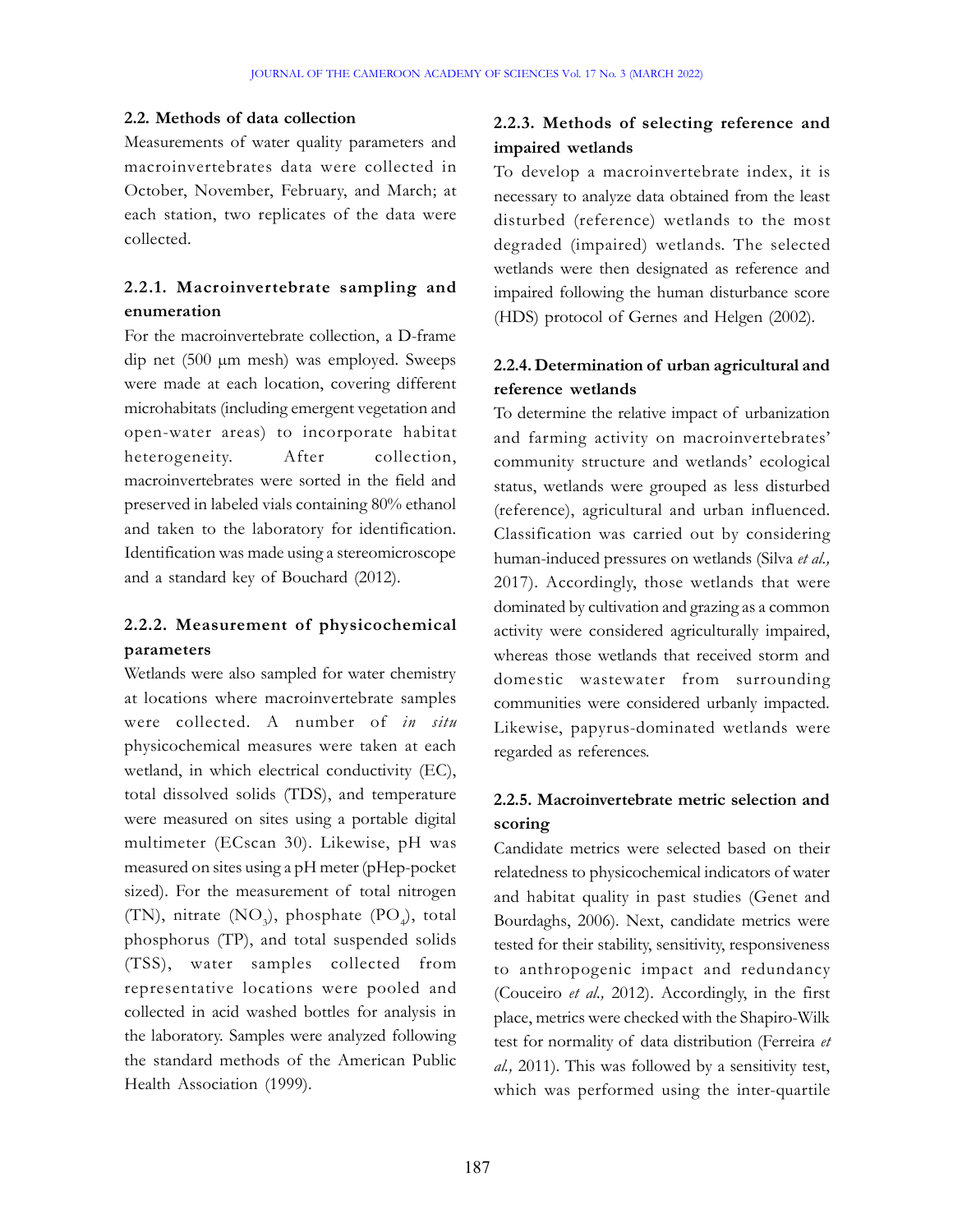### 2.2. Methods of data collection

Measurements of water quality parameters and macroinvertebrates data were collected in October, November, February, and March; at each station, two replicates of the data were collected.

#### 2.2.1. Macroinvertebrate sampling and enumeration

For the macroinvertebrate collection, a D-frame dip net (500 μm mesh) was employed. Sweeps were made at each location, covering different microhabitats (including emergent vegetation and open-water areas) to incorporate habitat heterogeneity. After collection, macroinvertebrates were sorted in the field and preserved in labeled vials containing 80% ethanol and taken to the laboratory for identification. Identification was made using a stereomicroscope and a standard key of Bouchard (2012).

#### 2.2.2. Measurement of physicochemical parameters

Wetlands were also sampled for water chemistry at locations where macroinvertebrate samples were collected. A number of *in situ* physicochemical measures were taken at each wetland, in which electrical conductivity (EC), total dissolved solids (TDS), and temperature were measured on sites using a portable digital multimeter (ECscan 30). Likewise, pH was measured on sites using a pH meter (pHep-pocket sized). For the measurement of total nitrogen (TN), nitrate ($NO_3$), phosphate ($PO_4$), total phosphorus (TP), and total suspended solids (TSS), water samples collected from representative locations were pooled and collected in acid washed bottles for analysis in the laboratory. Samples were analyzed following the standard methods of the American Public Health Association (1999).

#### 2.2.3. Methods of selecting reference and impaired wetlands

To develop a macroinvertebrate index, it is necessary to analyze data obtained from the least disturbed (reference) wetlands to the most degraded (impaired) wetlands. The selected wetlands were then designated as reference and impaired following the human disturbance score (HDS) protocol of Gernes and Helgen (2002).

#### 2.2.4. Determination of urban agricultural and reference wetlands

To determine the relative impact of urbanization and farming activity on macroinvertebrates' community structure and wetlands' ecological status, wetlands were grouped as less disturbed (reference), agricultural and urban influenced. Classification was carried out by considering human-induced pressures on wetlands (Silva *et al.,* 2017). Accordingly, those wetlands that were dominated by cultivation and grazing as a common activity were considered agriculturally impaired, whereas those wetlands that received storm and domestic wastewater from surrounding communities were considered urbanly impacted. Likewise, papyrus-dominated wetlands were regarded as references.

#### 2.2.5. Macroinvertebrate metric selection and scoring

Candidate metrics were selected based on their relatedness to physicochemical indicators of water and habitat quality in past studies (Genet and Bourdaghs, 2006). Next, candidate metrics were tested for their stability, sensitivity, responsiveness to anthropogenic impact and redundancy (Couceiro *et al.,* 2012). Accordingly, in the first place, metrics were checked with the Shapiro-Wilk test for normality of data distribution (Ferreira *et al.,* 2011). This was followed by a sensitivity test, which was performed using the inter-quartile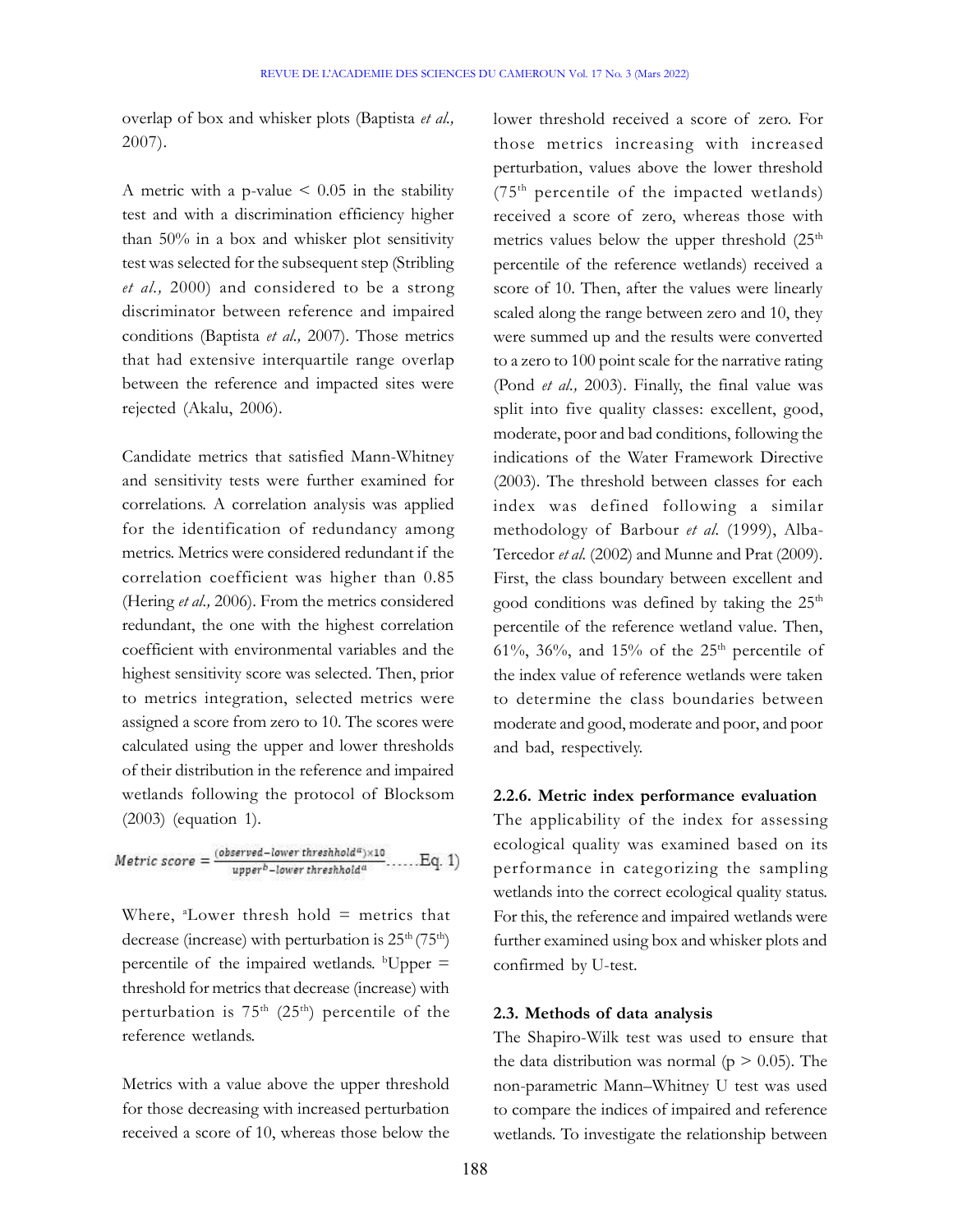overlap of box and whisker plots (Baptista *et al.,* 2007).

A metric with a p-value $< 0.05$ in the stability test and with a discrimination efficiency higher than 50% in a box and whisker plot sensitivity test was selected for the subsequent step (Stribling *et al.,* 2000) and considered to be a strong discriminator between reference and impaired conditions (Baptista *et al.,* 2007). Those metrics that had extensive interquartile range overlap between the reference and impacted sites were rejected (Akalu, 2006).

Candidate metrics that satisfied Mann-Whitney and sensitivity tests were further examined for correlations. A correlation analysis was applied for the identification of redundancy among metrics. Metrics were considered redundant if the correlation coefficient was higher than 0.85 (Hering *et al.,* 2006). From the metrics considered redundant, the one with the highest correlation coefficient with environmental variables and the highest sensitivity score was selected. Then, prior to metrics integration, selected metrics were assigned a score from zero to 10. The scores were calculated using the upper and lower thresholds of their distribution in the reference and impaired wetlands following the protocol of Blocksom (2003) (equation 1).

$$Metric\ score = \frac{(observed - lower\ threshhold^{a}) \times 10}{upper^{b} - lower\ threshhold^{a}} \ldots\ldots \text{Eq. 1)}$$

Where, [a]Lower thresh hold = metrics that decrease (increase) with perturbation is $25^{th}$ ($75^{th}$) percentile of the impaired wetlands. [b]Upper = threshold for metrics that decrease (increase) with perturbation is $75^{th}$ ($25^{th}$) percentile of the reference wetlands.

Metrics with a value above the upper threshold for those decreasing with increased perturbation received a score of 10, whereas those below the lower threshold received a score of zero. For those metrics increasing with increased perturbation, values above the lower threshold ($75^{th}$ percentile of the impacted wetlands) received a score of zero, whereas those with metrics values below the upper threshold ($25^{th}$ percentile of the reference wetlands) received a score of 10. Then, after the values were linearly scaled along the range between zero and 10, they were summed up and the results were converted to a zero to 100 point scale for the narrative rating (Pond *et al.,* 2003). Finally, the final value was split into five quality classes: excellent, good, moderate, poor and bad conditions, following the indications of the Water Framework Directive (2003). The threshold between classes for each index was defined following a similar methodology of Barbour *et al.* (1999), Alba-Tercedor *et al.* (2002) and Munne and Prat (2009). First, the class boundary between excellent and good conditions was defined by taking the $25^{th}$ percentile of the reference wetland value. Then, 61%, 36%, and 15% of the $25^{th}$ percentile of the index value of reference wetlands were taken to determine the class boundaries between moderate and good, moderate and poor, and poor and bad, respectively.

### 2.2.6. Metric index performance evaluation

The applicability of the index for assessing ecological quality was examined based on its performance in categorizing the sampling wetlands into the correct ecological quality status. For this, the reference and impaired wetlands were further examined using box and whisker plots and confirmed by U-test.

### 2.3. Methods of data analysis

The Shapiro-Wilk test was used to ensure that the data distribution was normal ($p > 0.05$). The non-parametric Mann–Whitney U test was used to compare the indices of impaired and reference wetlands. To investigate the relationship between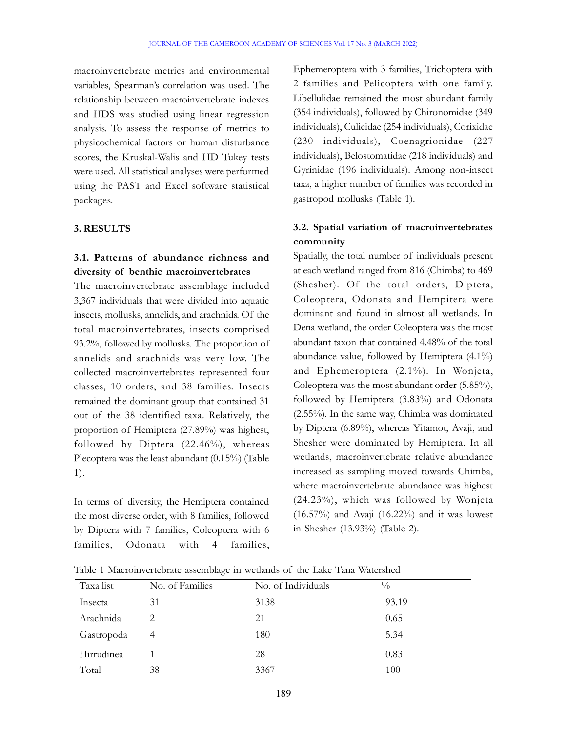macroinvertebrate metrics and environmental variables, Spearman's correlation was used. The relationship between macroinvertebrate indexes and HDS was studied using linear regression analysis. To assess the response of metrics to physicochemical factors or human disturbance scores, the Kruskal-Walis and HD Tukey tests were used. All statistical analyses were performed using the PAST and Excel software statistical packages.

## 3. RESULTS

### 3.1. Patterns of abundance richness and diversity of benthic macroinvertebrates

The macroinvertebrate assemblage included 3,367 individuals that were divided into aquatic insects, mollusks, annelids, and arachnids. Of the total macroinvertebrates, insects comprised 93.2%, followed by mollusks. The proportion of annelids and arachnids was very low. The collected macroinvertebrates represented four classes, 10 orders, and 38 families. Insects remained the dominant group that contained 31 out of the 38 identified taxa. Relatively, the proportion of Hemiptera (27.89%) was highest, followed by Diptera (22.46%), whereas Plecoptera was the least abundant (0.15%) (Table 1).

In terms of diversity, the Hemiptera contained the most diverse order, with 8 families, followed by Diptera with 7 families, Coleoptera with 6 families, Odonata with 4 families, Ephemeroptera with 3 families, Trichoptera with 2 families and Pelicoptera with one family. Libellulidae remained the most abundant family (354 individuals), followed by Chironomidae (349 individuals), Culicidae (254 individuals), Corixidae (230 individuals), Coenagrionidae (227 individuals), Belostomatidae (218 individuals) and Gyrinidae (196 individuals). Among non-insect taxa, a higher number of families was recorded in gastropod mollusks (Table 1).

### 3.2. Spatial variation of macroinvertebrates community

Spatially, the total number of individuals present at each wetland ranged from 816 (Chimba) to 469 (Shesher). Of the total orders, Diptera, Coleoptera, Odonata and Hempitera were dominant and found in almost all wetlands. In Dena wetland, the order Coleoptera was the most abundant taxon that contained 4.48% of the total abundance value, followed by Hemiptera (4.1%) and Ephemeroptera (2.1%). In Wonjeta, Coleoptera was the most abundant order (5.85%), followed by Hemiptera (3.83%) and Odonata (2.55%). In the same way, Chimba was dominated by Diptera (6.89%), whereas Yitamot, Avaji, and Shesher were dominated by Hemiptera. In all wetlands, macroinvertebrate relative abundance increased as sampling moved towards Chimba, where macroinvertebrate abundance was highest (24.23%), which was followed by Wonjeta (16.57%) and Avaji (16.22%) and it was lowest in Shesher (13.93%) (Table 2).

Table 1 Macroinvertebrate assemblage in wetlands of the Lake Tana Watershed

| Taxa list | No. of Families | No. of Individuals | % |
|---|---|---|---|
| Insecta | 31 | 3138 | 93.19 |
| Arachnida | 2 | 21 | 0.65 |
| Gastropoda | 4 | 180 | 5.34 |
| Hirrudinea | 1 | 28 | 0.83 |
| Total | 38 | 3367 | 100 |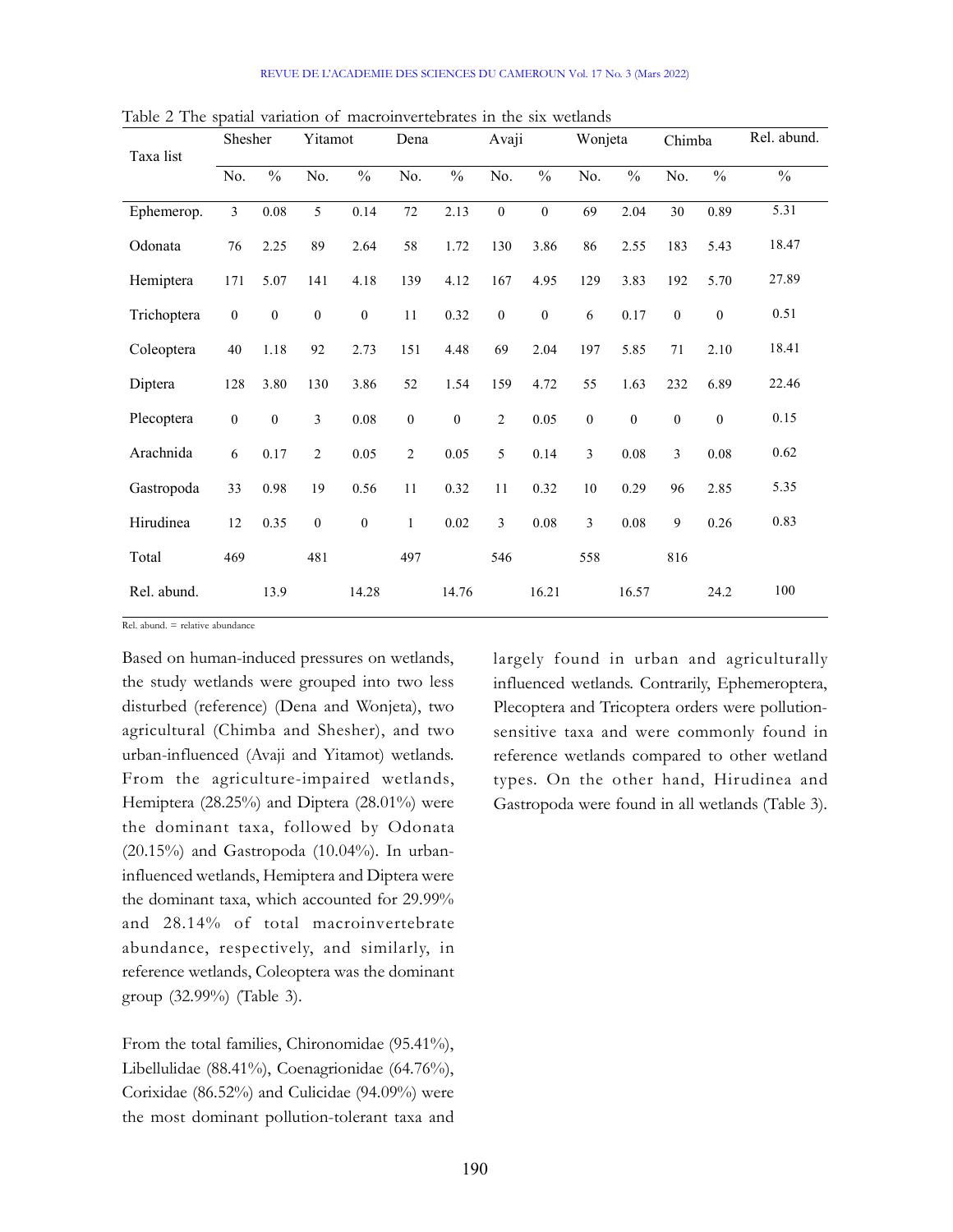Table 2 The spatial variation of macroinvertebrates in the six wetlands

| Taxa list | Shesher | | Yitamot | | Dena | | Avaji | | Wonjeta | | Chimba | | Rel. abund. |
|---|---|---|---|---|---|---|---|---|---|---|---|---|---|
| | No. | % | No. | % | No. | % | No. | % | No. | % | No. | % | % |
| Ephemerop. | 3 | 0.08 | 5 | 0.14 | 72 | 2.13 | 0 | 0 | 69 | 2.04 | 30 | 0.89 | 5.31 |
| Odonata | 76 | 2.25 | 89 | 2.64 | 58 | 1.72 | 130 | 3.86 | 86 | 2.55 | 183 | 5.43 | 18.47 |
| Hemiptera | 171 | 5.07 | 141 | 4.18 | 139 | 4.12 | 167 | 4.95 | 129 | 3.83 | 192 | 5.70 | 27.89 |
| Trichoptera | 0 | 0 | 0 | 0 | 11 | 0.32 | 0 | 0 | 6 | 0.17 | 0 | 0 | 0.51 |
| Coleoptera | 40 | 1.18 | 92 | 2.73 | 151 | 4.48 | 69 | 2.04 | 197 | 5.85 | 71 | 2.10 | 18.41 |
| Diptera | 128 | 3.80 | 130 | 3.86 | 52 | 1.54 | 159 | 4.72 | 55 | 1.63 | 232 | 6.89 | 22.46 |
| Plecoptera | 0 | 0 | 3 | 0.08 | 0 | 0 | 2 | 0.05 | 0 | 0 | 0 | 0 | 0.15 |
| Arachnida | 6 | 0.17 | 2 | 0.05 | 2 | 0.05 | 5 | 0.14 | 3 | 0.08 | 3 | 0.08 | 0.62 |
| Gastropoda | 33 | 0.98 | 19 | 0.56 | 11 | 0.32 | 11 | 0.32 | 10 | 0.29 | 96 | 2.85 | 5.35 |
| Hirudinea | 12 | 0.35 | 0 | 0 | 1 | 0.02 | 3 | 0.08 | 3 | 0.08 | 9 | 0.26 | 0.83 |
| Total | 469 | | 481 | | 497 | | 546 | | 558 | | 816 | | |
| Rel. abund. | | 13.9 | | 14.28 | | 14.76 | | 16.21 | | 16.57 | | 24.2 | 100 |

Rel. abund. = relative abundance

Based on human-induced pressures on wetlands, the study wetlands were grouped into two less disturbed (reference) (Dena and Wonjeta), two agricultural (Chimba and Shesher), and two urban-influenced (Avaji and Yitamot) wetlands. From the agriculture-impaired wetlands, Hemiptera (28.25%) and Diptera (28.01%) were the dominant taxa, followed by Odonata (20.15%) and Gastropoda (10.04%). In urban-influenced wetlands, Hemiptera and Diptera were the dominant taxa, which accounted for 29.99% and 28.14% of total macroinvertebrate abundance, respectively, and similarly, in reference wetlands, Coleoptera was the dominant group (32.99%) (Table 3).

From the total families, Chironomidae (95.41%), Libellulidae (88.41%), Coenagrionidae (64.76%), Corixidae (86.52%) and Culicidae (94.09%) were the most dominant pollution-tolerant taxa and largely found in urban and agriculturally influenced wetlands. Contrarily, Ephemeroptera, Plecoptera and Tricoptera orders were pollution-sensitive taxa and were commonly found in reference wetlands compared to other wetland types. On the other hand, Hirudinea and Gastropoda were found in all wetlands (Table 3).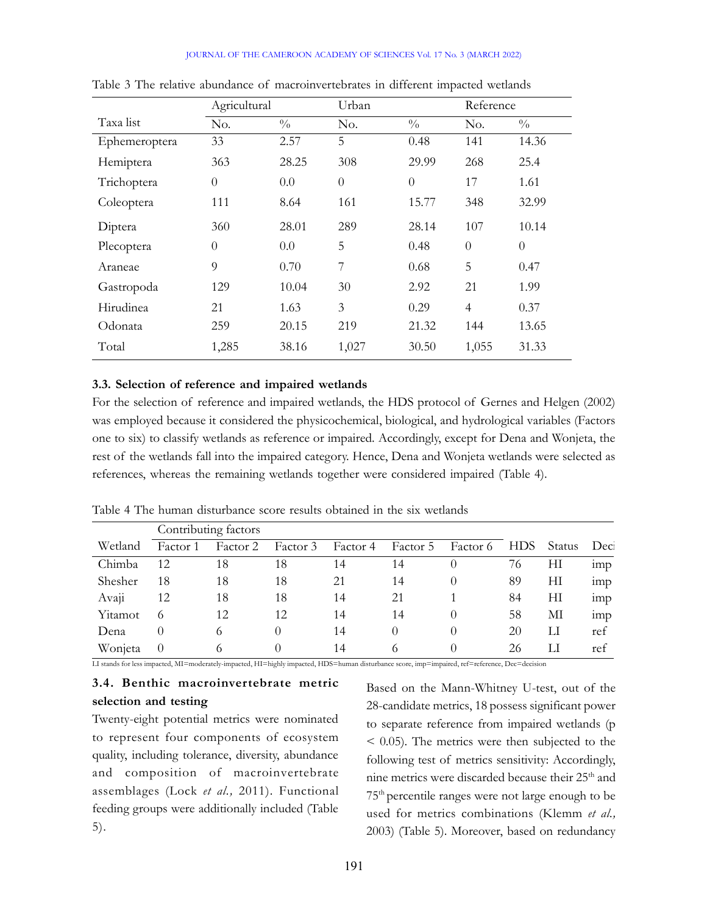Table 3 The relative abundance of macroinvertebrates in different impacted wetlands

| | Agricultural | | Urban | | Reference | |
|---|---|---|---|---|---|---|
| Taxa list | No. | % | No. | % | No. | % |
| Ephemeroptera | 33 | 2.57 | 5 | 0.48 | 141 | 14.36 |
| Hemiptera | 363 | 28.25 | 308 | 29.99 | 268 | 25.4 |
| Trichoptera | 0 | 0.0 | 0 | 0 | 17 | 1.61 |
| Coleoptera | 111 | 8.64 | 161 | 15.77 | 348 | 32.99 |
| Diptera | 360 | 28.01 | 289 | 28.14 | 107 | 10.14 |
| Plecoptera | 0 | 0.0 | 5 | 0.48 | 0 | 0 |
| Araneae | 9 | 0.70 | 7 | 0.68 | 5 | 0.47 |
| Gastropoda | 129 | 10.04 | 30 | 2.92 | 21 | 1.99 |
| Hirudinea | 21 | 1.63 | 3 | 0.29 | 4 | 0.37 |
| Odonata | 259 | 20.15 | 219 | 21.32 | 144 | 13.65 |
| Total | 1,285 | 38.16 | 1,027 | 30.50 | 1,055 | 31.33 |

### 3.3. Selection of reference and impaired wetlands

For the selection of reference and impaired wetlands, the HDS protocol of Gernes and Helgen (2002) was employed because it considered the physicochemical, biological, and hydrological variables (Factors one to six) to classify wetlands as reference or impaired. Accordingly, except for Dena and Wonjeta, the rest of the wetlands fall into the impaired category. Hence, Dena and Wonjeta wetlands were selected as references, whereas the remaining wetlands together were considered impaired (Table 4).

Table 4 The human disturbance score results obtained in the six wetlands

| | Contributing factors | | | | | | | | |
|---|---|---|---|---|---|---|---|---|---|
| Wetland | Factor 1 | Factor 2 | Factor 3 | Factor 4 | Factor 5 | Factor 6 | HDS | Status | Deci |
| Chimba | 12 | 18 | 18 | 14 | 14 | 0 | 76 | HI | imp |
| Shesher | 18 | 18 | 18 | 21 | 14 | 0 | 89 | HI | imp |
| Avaji | 12 | 18 | 18 | 14 | 21 | 1 | 84 | HI | imp |
| Yitamot | 6 | 12 | 12 | 14 | 14 | 0 | 58 | MI | imp |
| Dena | 0 | 6 | 0 | 14 | 0 | 0 | 20 | LI | ref |
| Wonjeta | 0 | 6 | 0 | 14 | 6 | 0 | 26 | LI | ref |

LI stands for less impacted, MI=moderately-impacted, HI=highly impacted, HDS=human disturbance score, imp=impaired, ref=reference, Dec=decision

### 3.4. Benthic macroinvertebrate metric selection and testing

Twenty-eight potential metrics were nominated to represent four components of ecosystem quality, including tolerance, diversity, abundance and composition of macroinvertebrate assemblages (Lock *et al.,* 2011). Functional feeding groups were additionally included (Table 5).

Based on the Mann-Whitney U-test, out of the 28-candidate metrics, 18 possess significant power to separate reference from impaired wetlands ($p < 0.05$). The metrics were then subjected to the following test of metrics sensitivity: Accordingly, nine metrics were discarded because their 25[th] and 75[th] percentile ranges were not large enough to be used for metrics combinations (Klemm *et al.,* 2003) (Table 5). Moreover, based on redundancy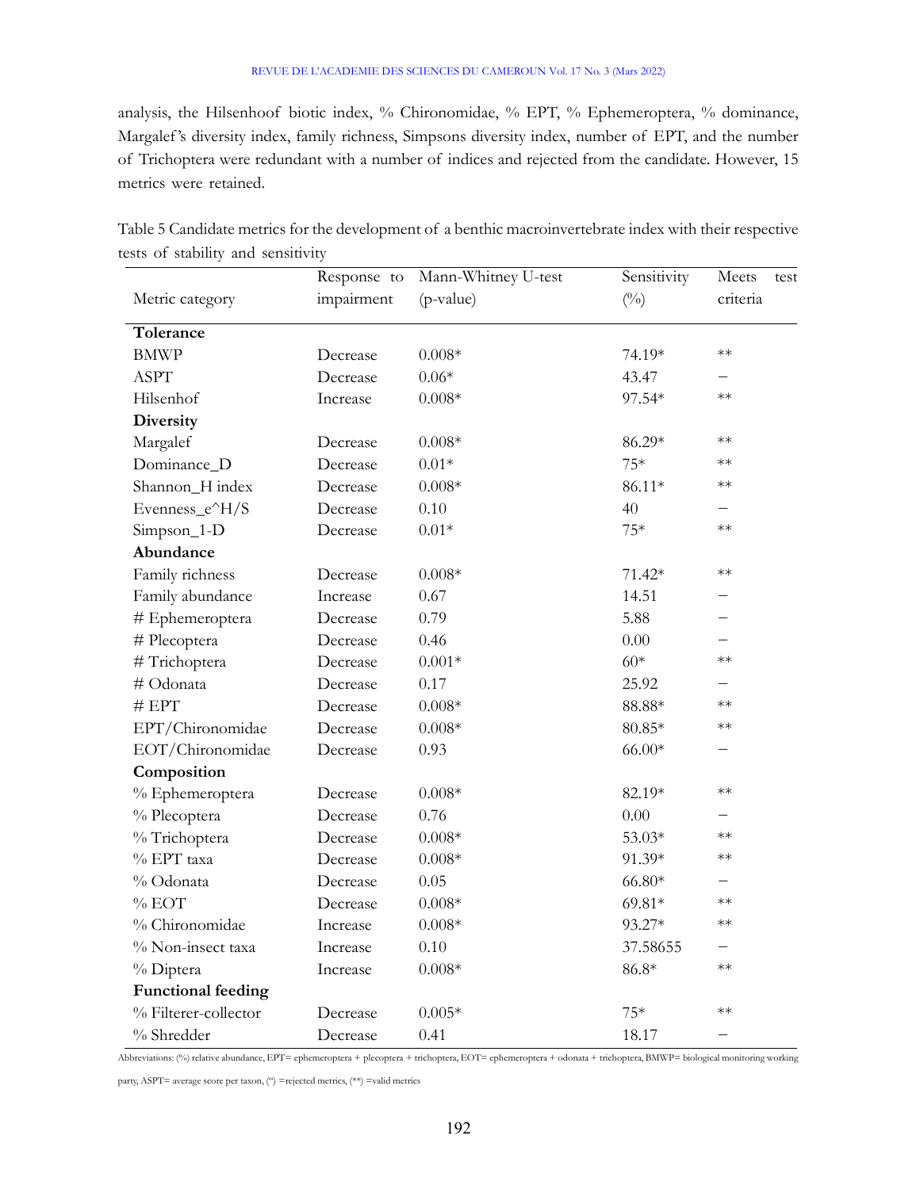analysis, the Hilsenhoof biotic index, % Chironomidae, % EPT, % Ephemeroptera, % dominance, Margalef's diversity index, family richness, Simpsons diversity index, number of EPT, and the number of Trichoptera were redundant with a number of indices and rejected from the candidate. However, 15 metrics were retained.

Table 5 Candidate metrics for the development of a benthic macroinvertebrate index with their respective tests of stability and sensitivity

| Metric category | Response to impairment | Mann-Whitney U-test (p-value) | Sensitivity (%) | Meets test criteria |
|---|---|---|---|---|
| **Tolerance** | | | | |
| BMWP | Decrease | 0.008* | 74.19* | ** |
| ASPT | Decrease | 0.06* | 43.47 | – |
| Hilsenhof | Increase | 0.008* | 97.54* | ** |
| **Diversity** | | | | |
| Margalef | Decrease | 0.008* | 86.29* | ** |
| Dominance_D | Decrease | 0.01* | 75* | ** |
| Shannon_H index | Decrease | 0.008* | 86.11* | ** |
| Evenness_e^H/S | Decrease | 0.10 | 40 | – |
| Simpson_1-D | Decrease | 0.01* | 75* | ** |
| **Abundance** | | | | |
| Family richness | Decrease | 0.008* | 71.42* | ** |
| Family abundance | Increase | 0.67 | 14.51 | – |
| # Ephemeroptera | Decrease | 0.79 | 5.88 | – |
| # Plecoptera | Decrease | 0.46 | 0.00 | – |
| # Trichoptera | Decrease | 0.001* | 60* | ** |
| # Odonata | Decrease | 0.17 | 25.92 | – |
| # EPT | Decrease | 0.008* | 88.88* | ** |
| EPT/Chironomidae | Decrease | 0.008* | 80.85* | ** |
| EOT/Chironomidae | Decrease | 0.93 | 66.00* | – |
| **Composition** | | | | |
| % Ephemeroptera | Decrease | 0.008* | 82.19* | ** |
| % Plecoptera | Decrease | 0.76 | 0.00 | – |
| % Trichoptera | Decrease | 0.008* | 53.03* | ** |
| % EPT taxa | Decrease | 0.008* | 91.39* | ** |
| % Odonata | Decrease | 0.05 | 66.80* | – |
| % EOT | Decrease | 0.008* | 69.81* | ** |
| % Chironomidae | Increase | 0.008* | 93.27* | ** |
| % Non-insect taxa | Increase | 0.10 | 37.58655 | – |
| % Diptera | Increase | 0.008* | 86.8* | ** |
| **Functional feeding** | | | | |
| % Filterer-collector | Decrease | 0.005* | 75* | ** |
| % Shredder | Decrease | 0.41 | 18.17 | – |

Abbreviations: (%) relative abundance, EPT= ephemeroptera + plecoptera + trichoptera, EOT= ephemeroptera + odonata + trichoptera, BMWP= biological monitoring working party, ASPT= average score per taxon, (–) =rejected metrics, (**) =valid metrics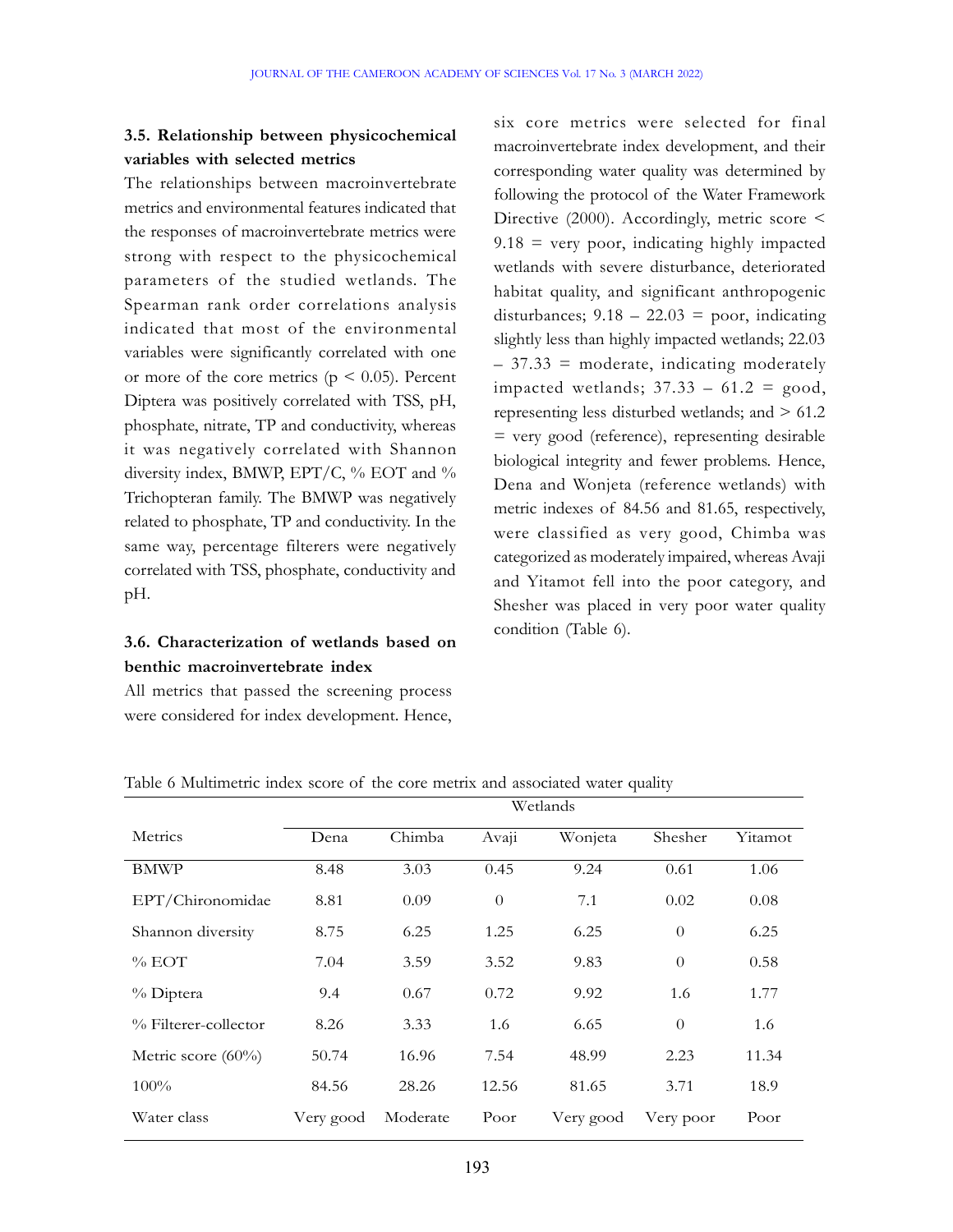### 3.5. Relationship between physicochemical variables with selected metrics

The relationships between macroinvertebrate metrics and environmental features indicated that the responses of macroinvertebrate metrics were strong with respect to the physicochemical parameters of the studied wetlands. The Spearman rank order correlations analysis indicated that most of the environmental variables were significantly correlated with one or more of the core metrics ($p < 0.05$). Percent Diptera was positively correlated with TSS, pH, phosphate, nitrate, TP and conductivity, whereas it was negatively correlated with Shannon diversity index, BMWP, EPT/C, % EOT and % Trichopteran family. The BMWP was negatively related to phosphate, TP and conductivity. In the same way, percentage filterers were negatively correlated with TSS, phosphate, conductivity and pH.

### 3.6. Characterization of wetlands based on benthic macroinvertebrate index

All metrics that passed the screening process were considered for index development. Hence, six core metrics were selected for final macroinvertebrate index development, and their corresponding water quality was determined by following the protocol of the Water Framework Directive (2000). Accordingly, metric score < 9.18 = very poor, indicating highly impacted wetlands with severe disturbance, deteriorated habitat quality, and significant anthropogenic disturbances; 9.18 – 22.03 = poor, indicating slightly less than highly impacted wetlands; 22.03 – 37.33 = moderate, indicating moderately impacted wetlands; 37.33 – 61.2 = good, representing less disturbed wetlands; and > 61.2 = very good (reference), representing desirable biological integrity and fewer problems. Hence, Dena and Wonjeta (reference wetlands) with metric indexes of 84.56 and 81.65, respectively, were classified as very good, Chimba was categorized as moderately impaired, whereas Avaji and Yitamot fell into the poor category, and Shesher was placed in very poor water quality condition (Table 6).

Table 6 Multimetric index score of the core metrix and associated water quality

| | Wetlands | | | | | |
|---|---|---|---|---|---|---|
| Metrics | Dena | Chimba | Avaji | Wonjeta | Shesher | Yitamot |
| BMWP | 8.48 | 3.03 | 0.45 | 9.24 | 0.61 | 1.06 |
| EPT/Chironomidae | 8.81 | 0.09 | 0 | 7.1 | 0.02 | 0.08 |
| Shannon diversity | 8.75 | 6.25 | 1.25 | 6.25 | 0 | 6.25 |
| % EOT | 7.04 | 3.59 | 3.52 | 9.83 | 0 | 0.58 |
| % Diptera | 9.4 | 0.67 | 0.72 | 9.92 | 1.6 | 1.77 |
| % Filterer-collector | 8.26 | 3.33 | 1.6 | 6.65 | 0 | 1.6 |
| Metric score (60%) | 50.74 | 16.96 | 7.54 | 48.99 | 2.23 | 11.34 |
| 100% | 84.56 | 28.26 | 12.56 | 81.65 | 3.71 | 18.9 |
| Water class | Very good | Moderate | Poor | Very good | Very poor | Poor |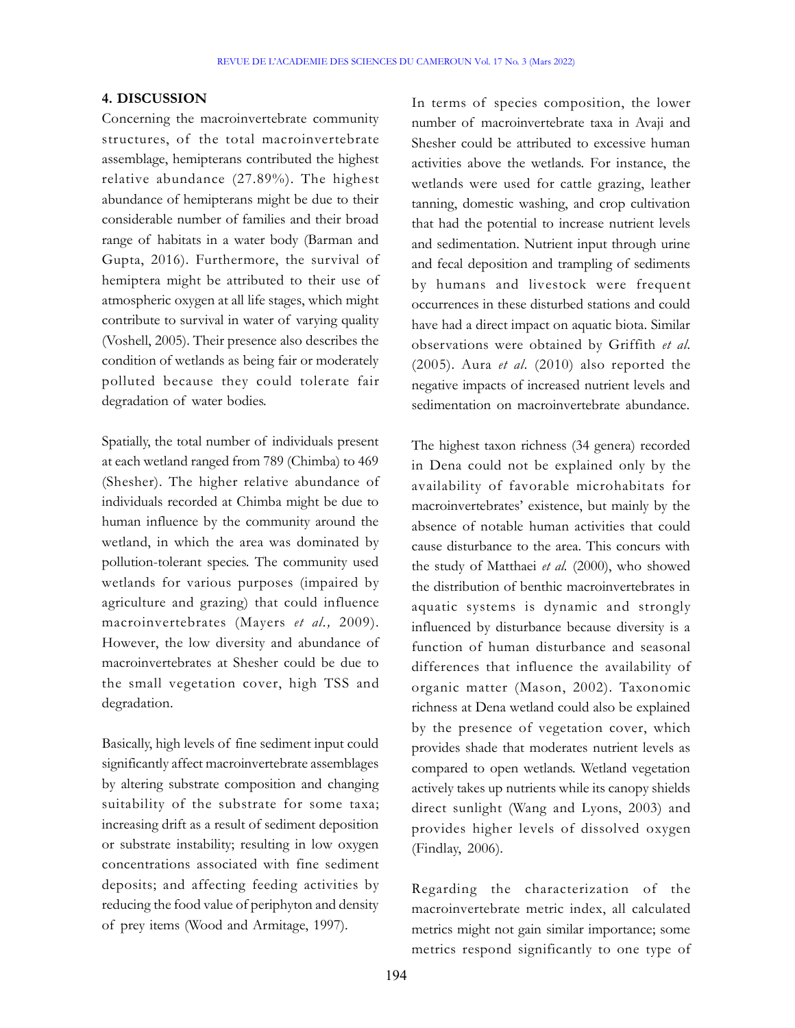## 4. DISCUSSION

Concerning the macroinvertebrate community structures, of the total macroinvertebrate assemblage, hemipterans contributed the highest relative abundance (27.89%). The highest abundance of hemipterans might be due to their considerable number of families and their broad range of habitats in a water body (Barman and Gupta, 2016). Furthermore, the survival of hemiptera might be attributed to their use of atmospheric oxygen at all life stages, which might contribute to survival in water of varying quality (Voshell, 2005). Their presence also describes the condition of wetlands as being fair or moderately polluted because they could tolerate fair degradation of water bodies.

Spatially, the total number of individuals present at each wetland ranged from 789 (Chimba) to 469 (Shesher). The higher relative abundance of individuals recorded at Chimba might be due to human influence by the community around the wetland, in which the area was dominated by pollution-tolerant species. The community used wetlands for various purposes (impaired by agriculture and grazing) that could influence macroinvertebrates (Mayers *et al.,* 2009). However, the low diversity and abundance of macroinvertebrates at Shesher could be due to the small vegetation cover, high TSS and degradation.

Basically, high levels of fine sediment input could significantly affect macroinvertebrate assemblages by altering substrate composition and changing suitability of the substrate for some taxa; increasing drift as a result of sediment deposition or substrate instability; resulting in low oxygen concentrations associated with fine sediment deposits; and affecting feeding activities by reducing the food value of periphyton and density of prey items (Wood and Armitage, 1997).

In terms of species composition, the lower number of macroinvertebrate taxa in Avaji and Shesher could be attributed to excessive human activities above the wetlands. For instance, the wetlands were used for cattle grazing, leather tanning, domestic washing, and crop cultivation that had the potential to increase nutrient levels and sedimentation. Nutrient input through urine and fecal deposition and trampling of sediments by humans and livestock were frequent occurrences in these disturbed stations and could have had a direct impact on aquatic biota. Similar observations were obtained by Griffith *et al.* (2005). Aura *et al.* (2010) also reported the negative impacts of increased nutrient levels and sedimentation on macroinvertebrate abundance.

The highest taxon richness (34 genera) recorded in Dena could not be explained only by the availability of favorable microhabitats for macroinvertebrates' existence, but mainly by the absence of notable human activities that could cause disturbance to the area. This concurs with the study of Matthaei *et al.* (2000), who showed the distribution of benthic macroinvertebrates in aquatic systems is dynamic and strongly influenced by disturbance because diversity is a function of human disturbance and seasonal differences that influence the availability of organic matter (Mason, 2002). Taxonomic richness at Dena wetland could also be explained by the presence of vegetation cover, which provides shade that moderates nutrient levels as compared to open wetlands. Wetland vegetation actively takes up nutrients while its canopy shields direct sunlight (Wang and Lyons, 2003) and provides higher levels of dissolved oxygen (Findlay, 2006).

Regarding the characterization of the macroinvertebrate metric index, all calculated metrics might not gain similar importance; some metrics respond significantly to one type of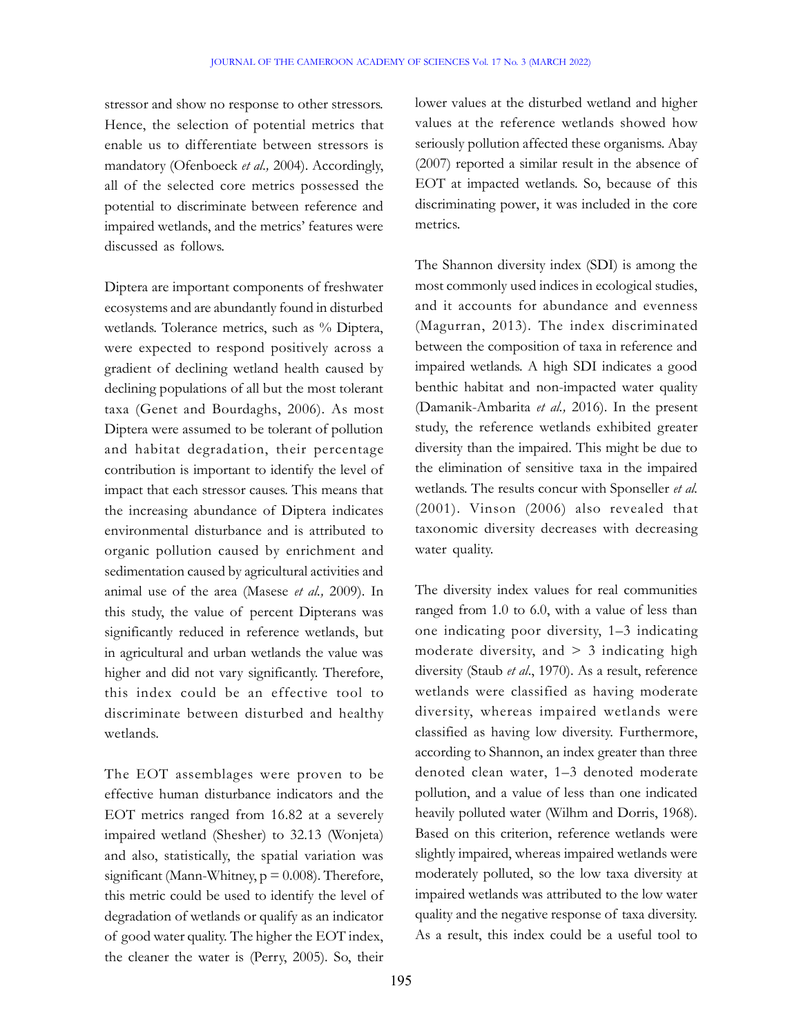stressor and show no response to other stressors. Hence, the selection of potential metrics that enable us to differentiate between stressors is mandatory (Ofenboeck *et al.,* 2004). Accordingly, all of the selected core metrics possessed the potential to discriminate between reference and impaired wetlands, and the metrics' features were discussed as follows.

Diptera are important components of freshwater ecosystems and are abundantly found in disturbed wetlands. Tolerance metrics, such as % Diptera, were expected to respond positively across a gradient of declining wetland health caused by declining populations of all but the most tolerant taxa (Genet and Bourdaghs, 2006). As most Diptera were assumed to be tolerant of pollution and habitat degradation, their percentage contribution is important to identify the level of impact that each stressor causes. This means that the increasing abundance of Diptera indicates environmental disturbance and is attributed to organic pollution caused by enrichment and sedimentation caused by agricultural activities and animal use of the area (Masese *et al.,* 2009). In this study, the value of percent Dipterans was significantly reduced in reference wetlands, but in agricultural and urban wetlands the value was higher and did not vary significantly. Therefore, this index could be an effective tool to discriminate between disturbed and healthy wetlands.

The EOT assemblages were proven to be effective human disturbance indicators and the EOT metrics ranged from 16.82 at a severely impaired wetland (Shesher) to 32.13 (Wonjeta) and also, statistically, the spatial variation was significant (Mann-Whitney, $p = 0.008$). Therefore, this metric could be used to identify the level of degradation of wetlands or qualify as an indicator of good water quality. The higher the EOT index, the cleaner the water is (Perry, 2005). So, their lower values at the disturbed wetland and higher values at the reference wetlands showed how seriously pollution affected these organisms. Abay (2007) reported a similar result in the absence of EOT at impacted wetlands. So, because of this discriminating power, it was included in the core metrics.

The Shannon diversity index (SDI) is among the most commonly used indices in ecological studies, and it accounts for abundance and evenness (Magurran, 2013). The index discriminated between the composition of taxa in reference and impaired wetlands. A high SDI indicates a good benthic habitat and non-impacted water quality (Damanik-Ambarita *et al.,* 2016). In the present study, the reference wetlands exhibited greater diversity than the impaired. This might be due to the elimination of sensitive taxa in the impaired wetlands. The results concur with Sponseller *et al.* (2001). Vinson (2006) also revealed that taxonomic diversity decreases with decreasing water quality.

The diversity index values for real communities ranged from 1.0 to 6.0, with a value of less than one indicating poor diversity, 1–3 indicating moderate diversity, and > 3 indicating high diversity (Staub *et al*., 1970). As a result, reference wetlands were classified as having moderate diversity, whereas impaired wetlands were classified as having low diversity. Furthermore, according to Shannon, an index greater than three denoted clean water, 1–3 denoted moderate pollution, and a value of less than one indicated heavily polluted water (Wilhm and Dorris, 1968). Based on this criterion, reference wetlands were slightly impaired, whereas impaired wetlands were moderately polluted, so the low taxa diversity at impaired wetlands was attributed to the low water quality and the negative response of taxa diversity. As a result, this index could be a useful tool to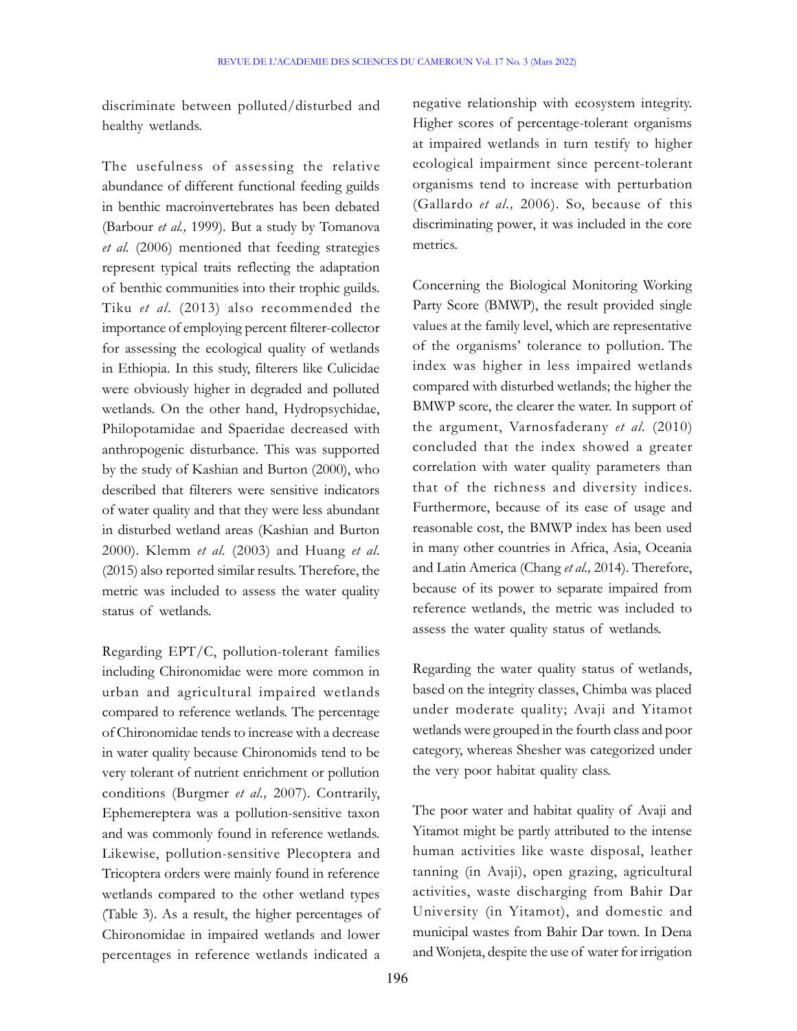discriminate between polluted/disturbed and healthy wetlands.

The usefulness of assessing the relative abundance of different functional feeding guilds in benthic macroinvertebrates has been debated (Barbour *et al.,* 1999). But a study by Tomanova *et al.* (2006) mentioned that feeding strategies represent typical traits reflecting the adaptation of benthic communities into their trophic guilds. Tiku *et al.* (2013) also recommended the importance of employing percent filterer-collector for assessing the ecological quality of wetlands in Ethiopia. In this study, filterers like Culicidae were obviously higher in degraded and polluted wetlands. On the other hand, Hydropsychidae, Philopotamidae and Spaeridae decreased with anthropogenic disturbance. This was supported by the study of Kashian and Burton (2000), who described that filterers were sensitive indicators of water quality and that they were less abundant in disturbed wetland areas (Kashian and Burton 2000). Klemm *et al.* (2003) and Huang *et al.* (2015) also reported similar results. Therefore, the metric was included to assess the water quality status of wetlands.

Regarding EPT/C, pollution-tolerant families including Chironomidae were more common in urban and agricultural impaired wetlands compared to reference wetlands. The percentage of Chironomidae tends to increase with a decrease in water quality because Chironomids tend to be very tolerant of nutrient enrichment or pollution conditions (Burgmer *et al.,* 2007). Contrarily, Ephemereptera was a pollution-sensitive taxon and was commonly found in reference wetlands. Likewise, pollution-sensitive Plecoptera and Tricoptera orders were mainly found in reference wetlands compared to the other wetland types (Table 3). As a result, the higher percentages of Chironomidae in impaired wetlands and lower percentages in reference wetlands indicated a negative relationship with ecosystem integrity. Higher scores of percentage-tolerant organisms at impaired wetlands in turn testify to higher ecological impairment since percent-tolerant organisms tend to increase with perturbation (Gallardo *et al.,* 2006). So, because of this discriminating power, it was included in the core metrics.

Concerning the Biological Monitoring Working Party Score (BMWP), the result provided single values at the family level, which are representative of the organisms' tolerance to pollution. The index was higher in less impaired wetlands compared with disturbed wetlands; the higher the BMWP score, the clearer the water. In support of the argument, Varnosfaderany *et al.* (2010) concluded that the index showed a greater correlation with water quality parameters than that of the richness and diversity indices. Furthermore, because of its ease of usage and reasonable cost, the BMWP index has been used in many other countries in Africa, Asia, Oceania and Latin America (Chang *et al.,* 2014). Therefore, because of its power to separate impaired from reference wetlands, the metric was included to assess the water quality status of wetlands.

Regarding the water quality status of wetlands, based on the integrity classes, Chimba was placed under moderate quality; Avaji and Yitamot wetlands were grouped in the fourth class and poor category, whereas Shesher was categorized under the very poor habitat quality class.

The poor water and habitat quality of Avaji and Yitamot might be partly attributed to the intense human activities like waste disposal, leather tanning (in Avaji), open grazing, agricultural activities, waste discharging from Bahir Dar University (in Yitamot), and domestic and municipal wastes from Bahir Dar town. In Dena and Wonjeta, despite the use of water for irrigation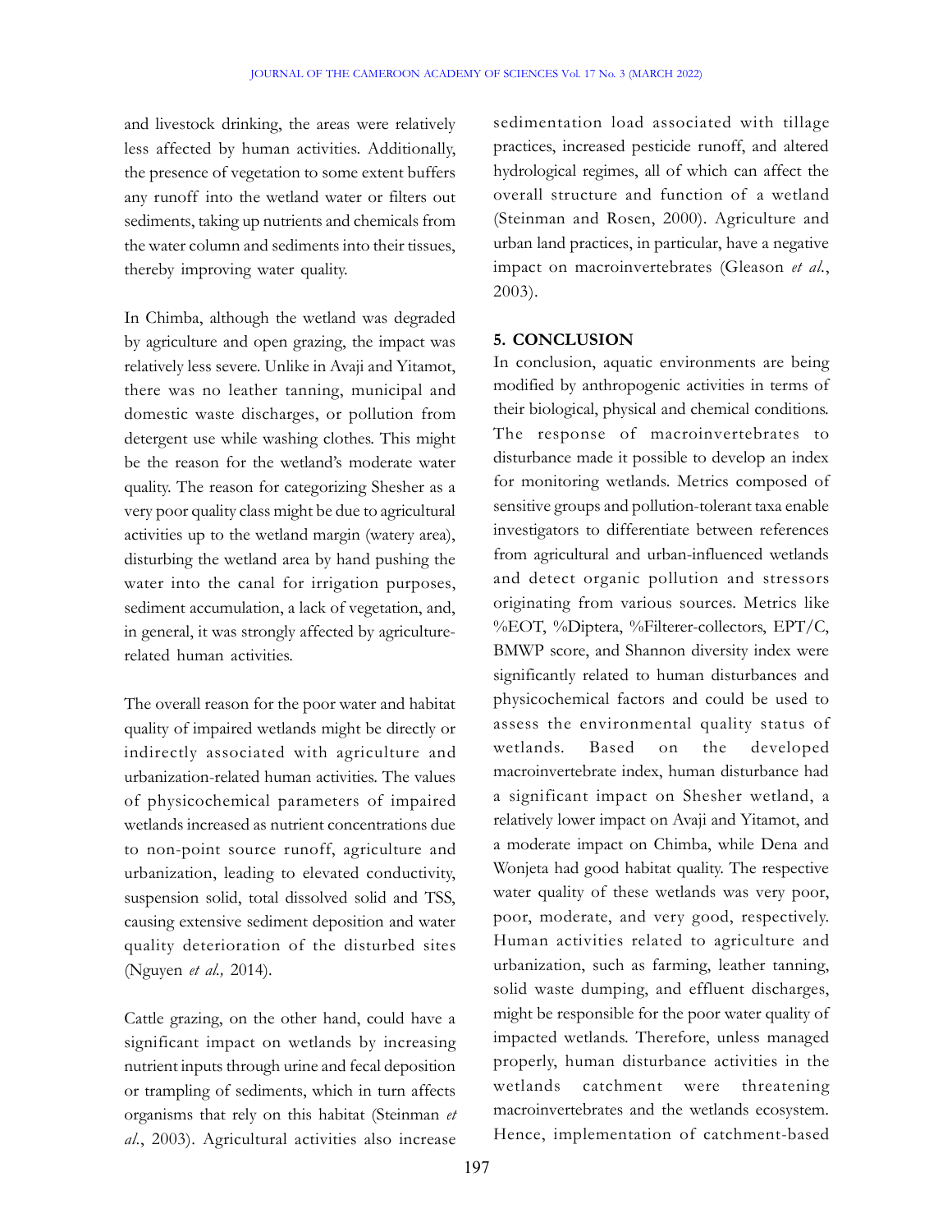and livestock drinking, the areas were relatively less affected by human activities. Additionally, the presence of vegetation to some extent buffers any runoff into the wetland water or filters out sediments, taking up nutrients and chemicals from the water column and sediments into their tissues, thereby improving water quality.

In Chimba, although the wetland was degraded by agriculture and open grazing, the impact was relatively less severe. Unlike in Avaji and Yitamot, there was no leather tanning, municipal and domestic waste discharges, or pollution from detergent use while washing clothes. This might be the reason for the wetland's moderate water quality. The reason for categorizing Shesher as a very poor quality class might be due to agricultural activities up to the wetland margin (watery area), disturbing the wetland area by hand pushing the water into the canal for irrigation purposes, sediment accumulation, a lack of vegetation, and, in general, it was strongly affected by agriculture-related human activities.

The overall reason for the poor water and habitat quality of impaired wetlands might be directly or indirectly associated with agriculture and urbanization-related human activities. The values of physicochemical parameters of impaired wetlands increased as nutrient concentrations due to non-point source runoff, agriculture and urbanization, leading to elevated conductivity, suspension solid, total dissolved solid and TSS, causing extensive sediment deposition and water quality deterioration of the disturbed sites (Nguyen *et al.,* 2014).

Cattle grazing, on the other hand, could have a significant impact on wetlands by increasing nutrient inputs through urine and fecal deposition or trampling of sediments, which in turn affects organisms that rely on this habitat (Steinman *et al*., 2003). Agricultural activities also increase sedimentation load associated with tillage practices, increased pesticide runoff, and altered hydrological regimes, all of which can affect the overall structure and function of a wetland (Steinman and Rosen, 2000). Agriculture and urban land practices, in particular, have a negative impact on macroinvertebrates (Gleason *et al.*, 2003).

## 5. CONCLUSION

In conclusion, aquatic environments are being modified by anthropogenic activities in terms of their biological, physical and chemical conditions. The response of macroinvertebrates to disturbance made it possible to develop an index for monitoring wetlands. Metrics composed of sensitive groups and pollution-tolerant taxa enable investigators to differentiate between references from agricultural and urban-influenced wetlands and detect organic pollution and stressors originating from various sources. Metrics like %EOT, %Diptera, %Filterer-collectors, EPT/C, BMWP score, and Shannon diversity index were significantly related to human disturbances and physicochemical factors and could be used to assess the environmental quality status of wetlands. Based on the developed macroinvertebrate index, human disturbance had a significant impact on Shesher wetland, a relatively lower impact on Avaji and Yitamot, and a moderate impact on Chimba, while Dena and Wonjeta had good habitat quality. The respective water quality of these wetlands was very poor, poor, moderate, and very good, respectively. Human activities related to agriculture and urbanization, such as farming, leather tanning, solid waste dumping, and effluent discharges, might be responsible for the poor water quality of impacted wetlands. Therefore, unless managed properly, human disturbance activities in the wetlands catchment were threatening macroinvertebrates and the wetlands ecosystem. Hence, implementation of catchment-based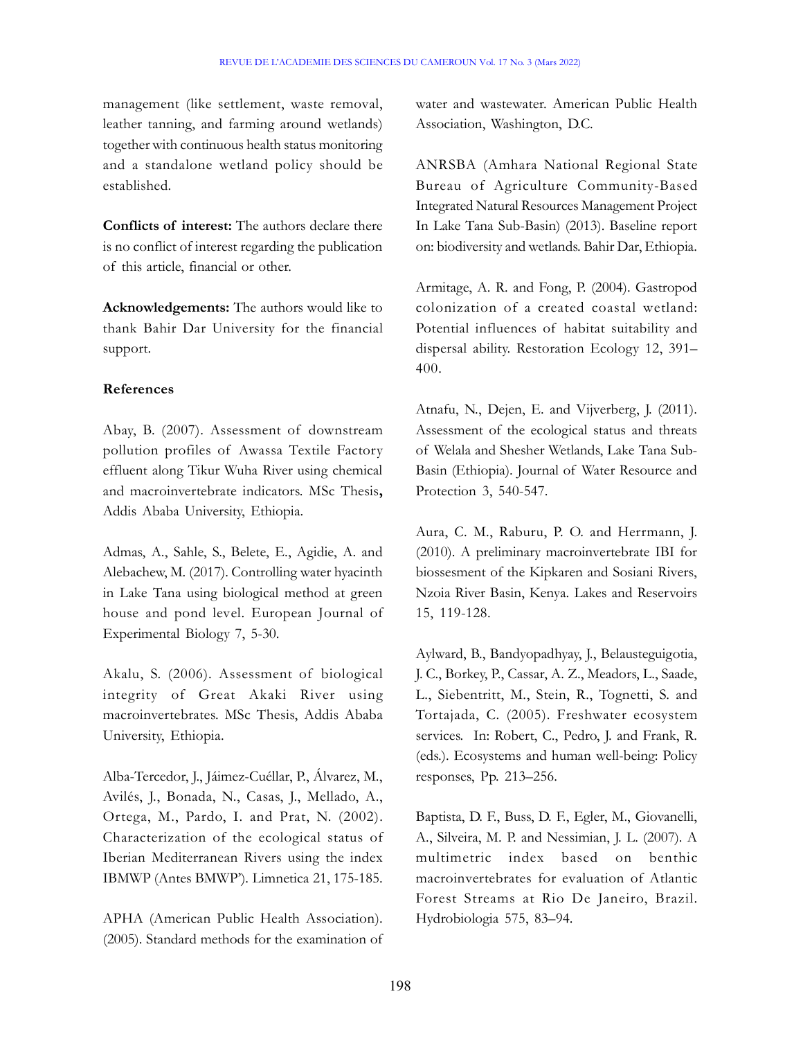management (like settlement, waste removal, leather tanning, and farming around wetlands) together with continuous health status monitoring and a standalone wetland policy should be established.

**Conflicts of interest:** The authors declare there is no conflict of interest regarding the publication of this article, financial or other.

**Acknowledgements:** The authors would like to thank Bahir Dar University for the financial support.

**References**

Abay, B. (2007). Assessment of downstream pollution profiles of Awassa Textile Factory effluent along Tikur Wuha River using chemical and macroinvertebrate indicators. MSc Thesis**,** Addis Ababa University, Ethiopia.

Admas, A., Sahle, S., Belete, E., Agidie, A. and Alebachew, M. (2017). Controlling water hyacinth in Lake Tana using biological method at green house and pond level. European Journal of Experimental Biology 7, 5-30.

Akalu, S. (2006). Assessment of biological integrity of Great Akaki River using macroinvertebrates. MSc Thesis, Addis Ababa University, Ethiopia.

Alba-Tercedor, J., Jáimez-Cuéllar, P., Álvarez, M., Avilés, J., Bonada, N., Casas, J., Mellado, A., Ortega, M., Pardo, I. and Prat, N. (2002). Characterization of the ecological status of Iberian Mediterranean Rivers using the index IBMWP (Antes BMWP'). Limnetica 21, 175-185.

APHA (American Public Health Association). (2005). Standard methods for the examination of water and wastewater. American Public Health Association, Washington, D.C.

ANRSBA (Amhara National Regional State Bureau of Agriculture Community-Based Integrated Natural Resources Management Project In Lake Tana Sub-Basin) (2013). Baseline report on: biodiversity and wetlands. Bahir Dar, Ethiopia.

Armitage, A. R. and Fong, P. (2004). Gastropod colonization of a created coastal wetland: Potential influences of habitat suitability and dispersal ability. Restoration Ecology 12, 391–400.

Atnafu, N., Dejen, E. and Vijverberg, J. (2011). Assessment of the ecological status and threats of Welala and Shesher Wetlands, Lake Tana Sub-Basin (Ethiopia). Journal of Water Resource and Protection 3, 540-547.

Aura, C. M., Raburu, P. O. and Herrmann, J. (2010). A preliminary macroinvertebrate IBI for biossesment of the Kipkaren and Sosiani Rivers, Nzoia River Basin, Kenya. Lakes and Reservoirs 15, 119-128.

Aylward, B., Bandyopadhyay, J., Belausteguigotia, J. C., Borkey, P., Cassar, A. Z., Meadors, L., Saade, L., Siebentritt, M., Stein, R., Tognetti, S. and Tortajada, C. (2005). Freshwater ecosystem services. In: Robert, C., Pedro, J. and Frank, R. (eds.). Ecosystems and human well-being: Policy responses, Pp. 213–256.

Baptista, D. F., Buss, D. F., Egler, M., Giovanelli, A., Silveira, M. P. and Nessimian, J. L. (2007). A multimetric index based on benthic macroinvertebrates for evaluation of Atlantic Forest Streams at Rio De Janeiro, Brazil. Hydrobiologia 575, 83–94.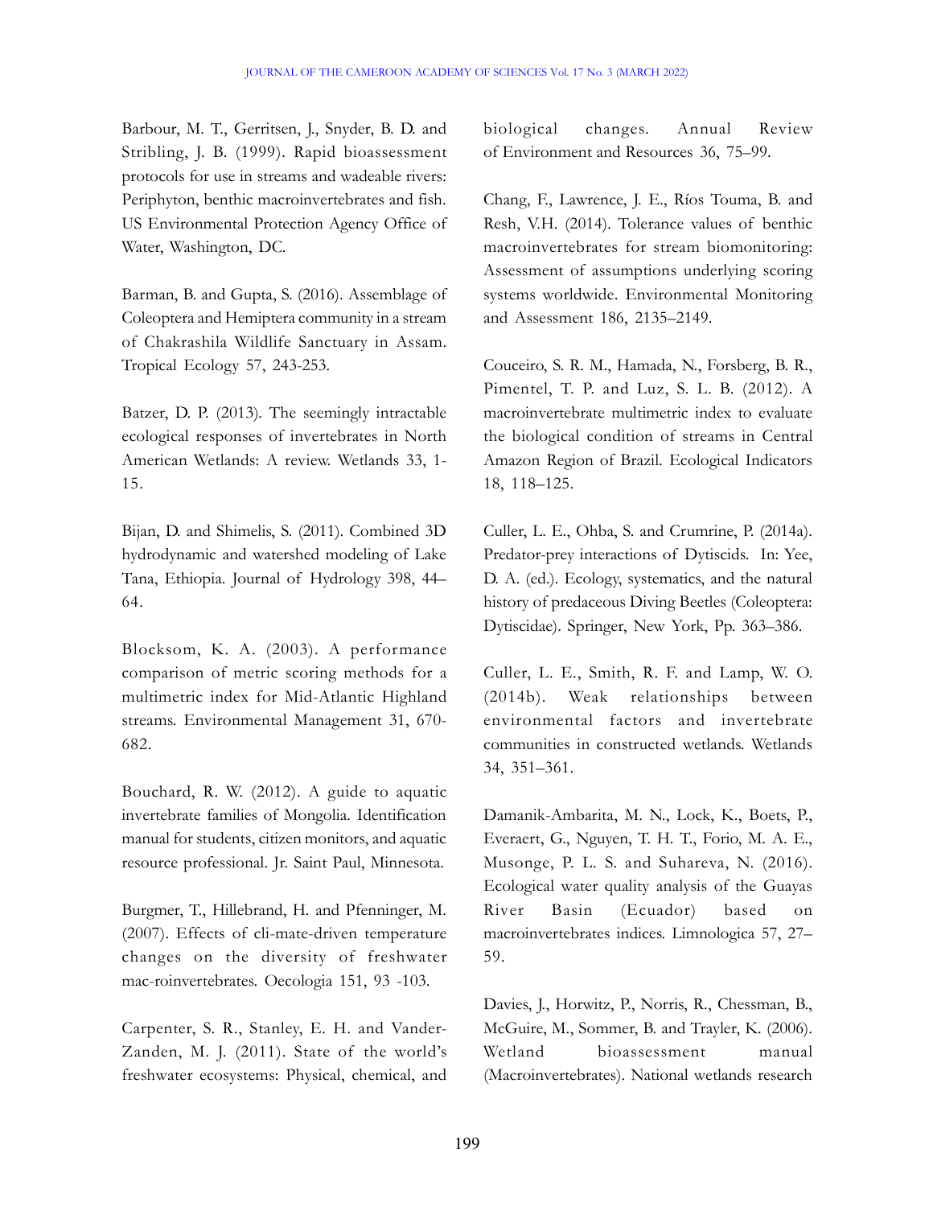Barbour, M. T., Gerritsen, J., Snyder, B. D. and Stribling, J. B. (1999). Rapid bioassessment protocols for use in streams and wadeable rivers: Periphyton, benthic macroinvertebrates and fish. US Environmental Protection Agency Office of Water, Washington, DC.

Barman, B. and Gupta, S. (2016). Assemblage of Coleoptera and Hemiptera community in a stream of Chakrashila Wildlife Sanctuary in Assam. Tropical Ecology 57, 243-253.

Batzer, D. P. (2013). The seemingly intractable ecological responses of invertebrates in North American Wetlands: A review. Wetlands 33, 1-15.

Bijan, D. and Shimelis, S. (2011). Combined 3D hydrodynamic and watershed modeling of Lake Tana, Ethiopia. Journal of Hydrology 398, 44–64.

Blocksom, K. A. (2003). A performance comparison of metric scoring methods for a multimetric index for Mid-Atlantic Highland streams. Environmental Management 31, 670-682.

Bouchard, R. W. (2012). A guide to aquatic invertebrate families of Mongolia. Identification manual for students, citizen monitors, and aquatic resource professional. Jr. Saint Paul, Minnesota.

Burgmer, T., Hillebrand, H. and Pfenninger, M. (2007). Effects of cli-mate-driven temperature changes on the diversity of freshwater mac-roinvertebrates. Oecologia 151, 93 -103.

Carpenter, S. R., Stanley, E. H. and Vander-Zanden, M. J. (2011). State of the world's freshwater ecosystems: Physical, chemical, and biological changes. Annual Review of Environment and Resources 36, 75–99.

Chang, F., Lawrence, J. E., Ríos Touma, B. and Resh, V.H. (2014). Tolerance values of benthic macroinvertebrates for stream biomonitoring: Assessment of assumptions underlying scoring systems worldwide. Environmental Monitoring and Assessment 186, 2135–2149.

Couceiro, S. R. M., Hamada, N., Forsberg, B. R., Pimentel, T. P. and Luz, S. L. B. (2012). A macroinvertebrate multimetric index to evaluate the biological condition of streams in Central Amazon Region of Brazil. Ecological Indicators 18, 118–125.

Culler, L. E., Ohba, S. and Crumrine, P. (2014a). Predator-prey interactions of Dytiscids. In: Yee, D. A. (ed.). Ecology, systematics, and the natural history of predaceous Diving Beetles (Coleoptera: Dytiscidae). Springer, New York, Pp. 363–386.

Culler, L. E., Smith, R. F. and Lamp, W. O. (2014b). Weak relationships between environmental factors and invertebrate communities in constructed wetlands. Wetlands 34, 351–361.

Damanik-Ambarita, M. N., Lock, K., Boets, P., Everaert, G., Nguyen, T. H. T., Forio, M. A. E., Musonge, P. L. S. and Suhareva, N. (2016). Ecological water quality analysis of the Guayas River Basin (Ecuador) based on macroinvertebrates indices. Limnologica 57, 27–59.

Davies, J., Horwitz, P., Norris, R., Chessman, B., McGuire, M., Sommer, B. and Trayler, K. (2006). Wetland bioassessment manual (Macroinvertebrates). National wetlands research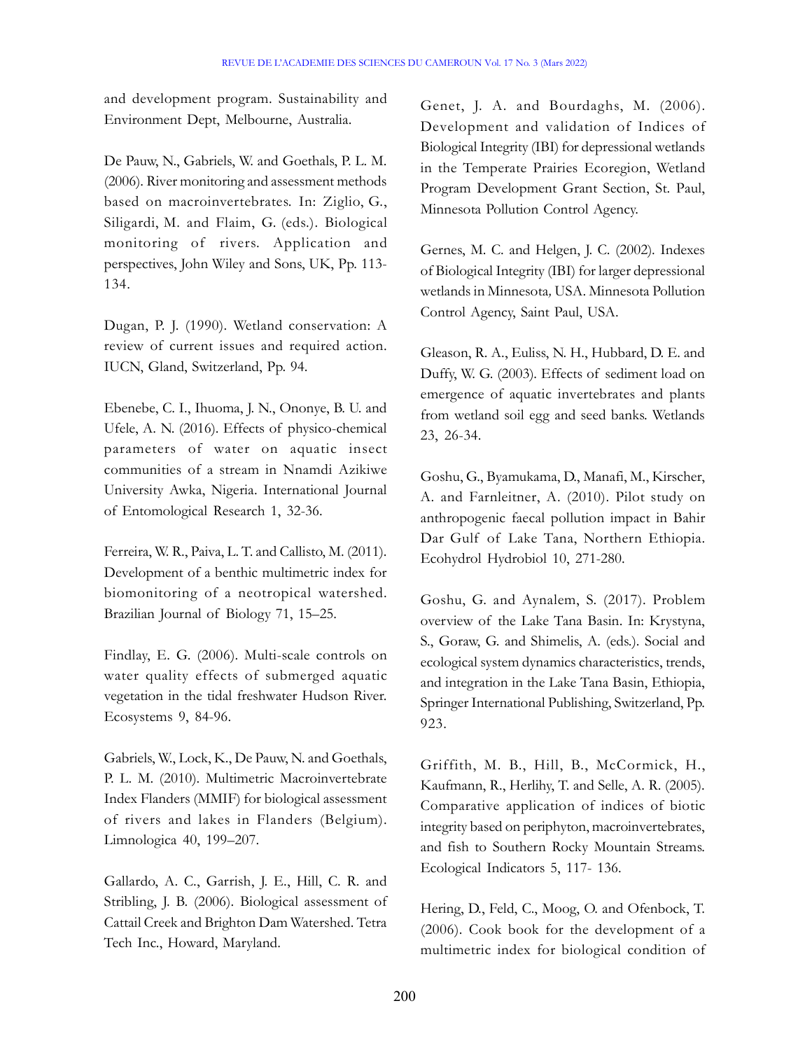and development program. Sustainability and Environment Dept, Melbourne, Australia.

De Pauw, N., Gabriels, W. and Goethals, P. L. M. (2006). River monitoring and assessment methods based on macroinvertebrates. In: Ziglio, G., Siligardi, M. and Flaim, G. (eds.). Biological monitoring of rivers. Application and perspectives, John Wiley and Sons, UK, Pp. 113-134.

Dugan, P. J. (1990). Wetland conservation: A review of current issues and required action. IUCN, Gland, Switzerland, Pp. 94.

Ebenebe, C. I., Ihuoma, J. N., Ononye, B. U. and Ufele, A. N. (2016). Effects of physico-chemical parameters of water on aquatic insect communities of a stream in Nnamdi Azikiwe University Awka, Nigeria. International Journal of Entomological Research 1, 32-36.

Ferreira, W. R., Paiva, L. T. and Callisto, M. (2011). Development of a benthic multimetric index for biomonitoring of a neotropical watershed. Brazilian Journal of Biology 71, 15–25.

Findlay, E. G. (2006). Multi-scale controls on water quality effects of submerged aquatic vegetation in the tidal freshwater Hudson River. Ecosystems 9, 84-96.

Gabriels, W., Lock, K., De Pauw, N. and Goethals, P. L. M. (2010). Multimetric Macroinvertebrate Index Flanders (MMIF) for biological assessment of rivers and lakes in Flanders (Belgium). Limnologica 40, 199–207.

Gallardo, A. C., Garrish, J. E., Hill, C. R. and Stribling, J. B. (2006). Biological assessment of Cattail Creek and Brighton Dam Watershed. Tetra Tech Inc., Howard, Maryland.

Genet, J. A. and Bourdaghs, M. (2006). Development and validation of Indices of Biological Integrity (IBI) for depressional wetlands in the Temperate Prairies Ecoregion, Wetland Program Development Grant Section, St. Paul, Minnesota Pollution Control Agency.

Gernes, M. C. and Helgen, J. C. (2002). Indexes of Biological Integrity (IBI) for larger depressional wetlands in Minnesota, USA. Minnesota Pollution Control Agency, Saint Paul, USA.

Gleason, R. A., Euliss, N. H., Hubbard, D. E. and Duffy, W. G. (2003). Effects of sediment load on emergence of aquatic invertebrates and plants from wetland soil egg and seed banks. Wetlands 23, 26-34.

Goshu, G., Byamukama, D., Manafi, M., Kirscher, A. and Farnleitner, A. (2010). Pilot study on anthropogenic faecal pollution impact in Bahir Dar Gulf of Lake Tana, Northern Ethiopia. Ecohydrol Hydrobiol 10, 271-280.

Goshu, G. and Aynalem, S. (2017). Problem overview of the Lake Tana Basin. In: Krystyna, S., Goraw, G. and Shimelis, A. (eds.). Social and ecological system dynamics characteristics, trends, and integration in the Lake Tana Basin, Ethiopia, Springer International Publishing, Switzerland, Pp. 923.

Griffith, M. B., Hill, B., McCormick, H., Kaufmann, R., Herlihy, T. and Selle, A. R. (2005). Comparative application of indices of biotic integrity based on periphyton, macroinvertebrates, and fish to Southern Rocky Mountain Streams. Ecological Indicators 5, 117- 136.

Hering, D., Feld, C., Moog, O. and Ofenbock, T. (2006). Cook book for the development of a multimetric index for biological condition of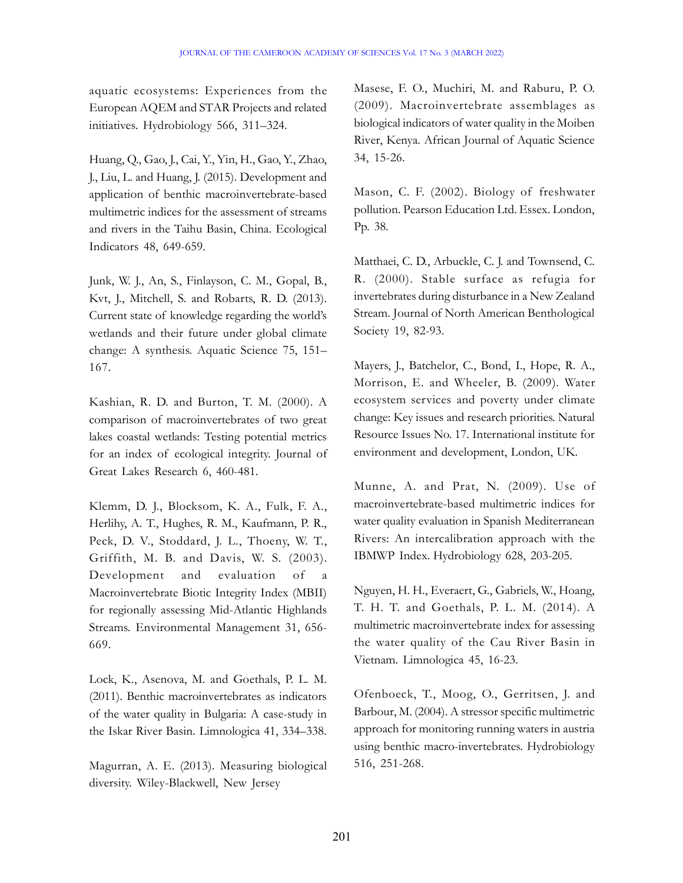aquatic ecosystems: Experiences from the European AQEM and STAR Projects and related initiatives. Hydrobiology 566, 311–324.

Huang, Q., Gao, J., Cai, Y., Yin, H., Gao, Y., Zhao, J., Liu, L. and Huang, J. (2015). Development and application of benthic macroinvertebrate-based multimetric indices for the assessment of streams and rivers in the Taihu Basin, China. Ecological Indicators 48, 649-659.

Junk, W. J., An, S., Finlayson, C. M., Gopal, B., Kvt, J., Mitchell, S. and Robarts, R. D. (2013). Current state of knowledge regarding the world's wetlands and their future under global climate change: A synthesis. Aquatic Science 75, 151–167.

Kashian, R. D. and Burton, T. M. (2000). A comparison of macroinvertebrates of two great lakes coastal wetlands: Testing potential metrics for an index of ecological integrity. Journal of Great Lakes Research 6, 460-481.

Klemm, D. J., Blocksom, K. A., Fulk, F. A., Herlihy, A. T., Hughes, R. M., Kaufmann, P. R., Peck, D. V., Stoddard, J. L., Thoeny, W. T., Griffith, M. B. and Davis, W. S. (2003). Development and evaluation of a Macroinvertebrate Biotic Integrity Index (MBII) for regionally assessing Mid-Atlantic Highlands Streams. Environmental Management 31, 656-669.

Lock, K., Asenova, M. and Goethals, P. L. M. (2011). Benthic macroinvertebrates as indicators of the water quality in Bulgaria: A case-study in the Iskar River Basin. Limnologica 41, 334–338.

Magurran, A. E. (2013). Measuring biological diversity. Wiley-Blackwell, New Jersey

Masese, F. O., Muchiri, M. and Raburu, P. O. (2009). Macroinvertebrate assemblages as biological indicators of water quality in the Moiben River, Kenya. African Journal of Aquatic Science 34, 15-26.

Mason, C. F. (2002). Biology of freshwater pollution. Pearson Education Ltd. Essex. London, Pp. 38.

Matthaei, C. D., Arbuckle, C. J. and Townsend, C. R. (2000). Stable surface as refugia for invertebrates during disturbance in a New Zealand Stream. Journal of North American Benthological Society 19, 82-93.

Mayers, J., Batchelor, C., Bond, I., Hope, R. A., Morrison, E. and Wheeler, B. (2009). Water ecosystem services and poverty under climate change: Key issues and research priorities. Natural Resource Issues No. 17. International institute for environment and development, London, UK.

Munne, A. and Prat, N. (2009). Use of macroinvertebrate-based multimetric indices for water quality evaluation in Spanish Mediterranean Rivers: An intercalibration approach with the IBMWP Index. Hydrobiology 628, 203-205.

Nguyen, H. H., Everaert, G., Gabriels, W., Hoang, T. H. T. and Goethals, P. L. M. (2014). A multimetric macroinvertebrate index for assessing the water quality of the Cau River Basin in Vietnam. Limnologica 45, 16-23.

Ofenboeck, T., Moog, O., Gerritsen, J. and Barbour, M. (2004). A stressor specific multimetric approach for monitoring running waters in austria using benthic macro-invertebrates. Hydrobiology 516, 251-268.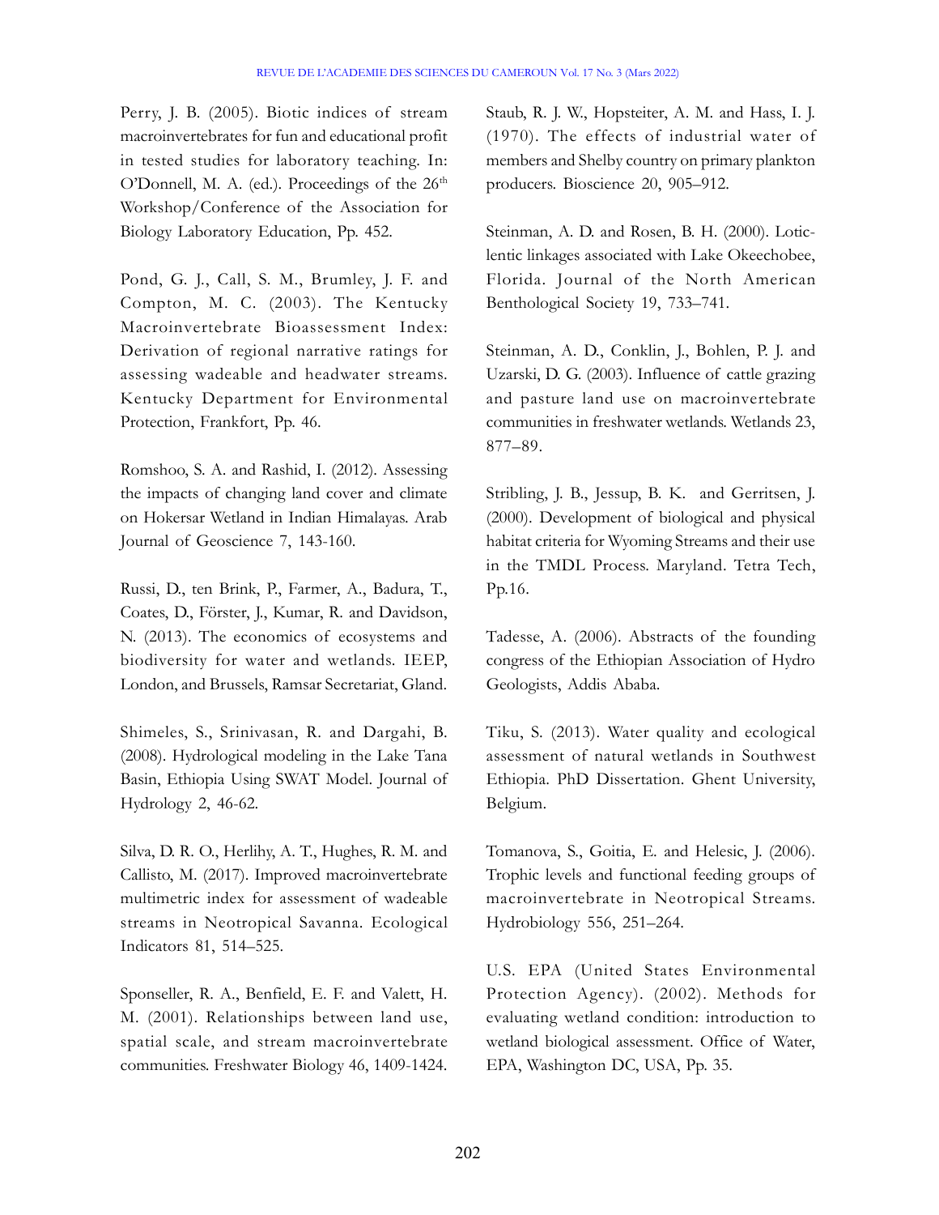Perry, J. B. (2005). Biotic indices of stream macroinvertebrates for fun and educational profit in tested studies for laboratory teaching. In: O'Donnell, M. A. (ed.). Proceedings of the 26th Workshop/Conference of the Association for Biology Laboratory Education, Pp. 452.

Pond, G. J., Call, S. M., Brumley, J. F. and Compton, M. C. (2003). The Kentucky Macroinvertebrate Bioassessment Index: Derivation of regional narrative ratings for assessing wadeable and headwater streams. Kentucky Department for Environmental Protection, Frankfort, Pp. 46.

Romshoo, S. A. and Rashid, I. (2012). Assessing the impacts of changing land cover and climate on Hokersar Wetland in Indian Himalayas. Arab Journal of Geoscience 7, 143-160.

Russi, D., ten Brink, P., Farmer, A., Badura, T., Coates, D., Förster, J., Kumar, R. and Davidson, N. (2013). The economics of ecosystems and biodiversity for water and wetlands. IEEP, London, and Brussels, Ramsar Secretariat, Gland.

Shimeles, S., Srinivasan, R. and Dargahi, B. (2008). Hydrological modeling in the Lake Tana Basin, Ethiopia Using SWAT Model. Journal of Hydrology 2, 46-62.

Silva, D. R. O., Herlihy, A. T., Hughes, R. M. and Callisto, M. (2017). Improved macroinvertebrate multimetric index for assessment of wadeable streams in Neotropical Savanna. Ecological Indicators 81, 514–525.

Sponseller, R. A., Benfield, E. F. and Valett, H. M. (2001). Relationships between land use, spatial scale, and stream macroinvertebrate communities. Freshwater Biology 46, 1409-1424.

Staub, R. J. W., Hopsteiter, A. M. and Hass, I. J. (1970). The effects of industrial water of members and Shelby country on primary plankton producers. Bioscience 20, 905–912.

Steinman, A. D. and Rosen, B. H. (2000). Lotic-lentic linkages associated with Lake Okeechobee, Florida. Journal of the North American Benthological Society 19, 733–741.

Steinman, A. D., Conklin, J., Bohlen, P. J. and Uzarski, D. G. (2003). Influence of cattle grazing and pasture land use on macroinvertebrate communities in freshwater wetlands. Wetlands 23, 877–89.

Stribling, J. B., Jessup, B. K. and Gerritsen, J. (2000). Development of biological and physical habitat criteria for Wyoming Streams and their use in the TMDL Process. Maryland. Tetra Tech, Pp.16.

Tadesse, A. (2006). Abstracts of the founding congress of the Ethiopian Association of Hydro Geologists, Addis Ababa.

Tiku, S. (2013). Water quality and ecological assessment of natural wetlands in Southwest Ethiopia. PhD Dissertation. Ghent University, Belgium.

Tomanova, S., Goitia, E. and Helesic, J. (2006). Trophic levels and functional feeding groups of macroinvertebrate in Neotropical Streams. Hydrobiology 556, 251–264.

U.S. EPA (United States Environmental Protection Agency). (2002). Methods for evaluating wetland condition: introduction to wetland biological assessment. Office of Water, EPA, Washington DC, USA, Pp. 35.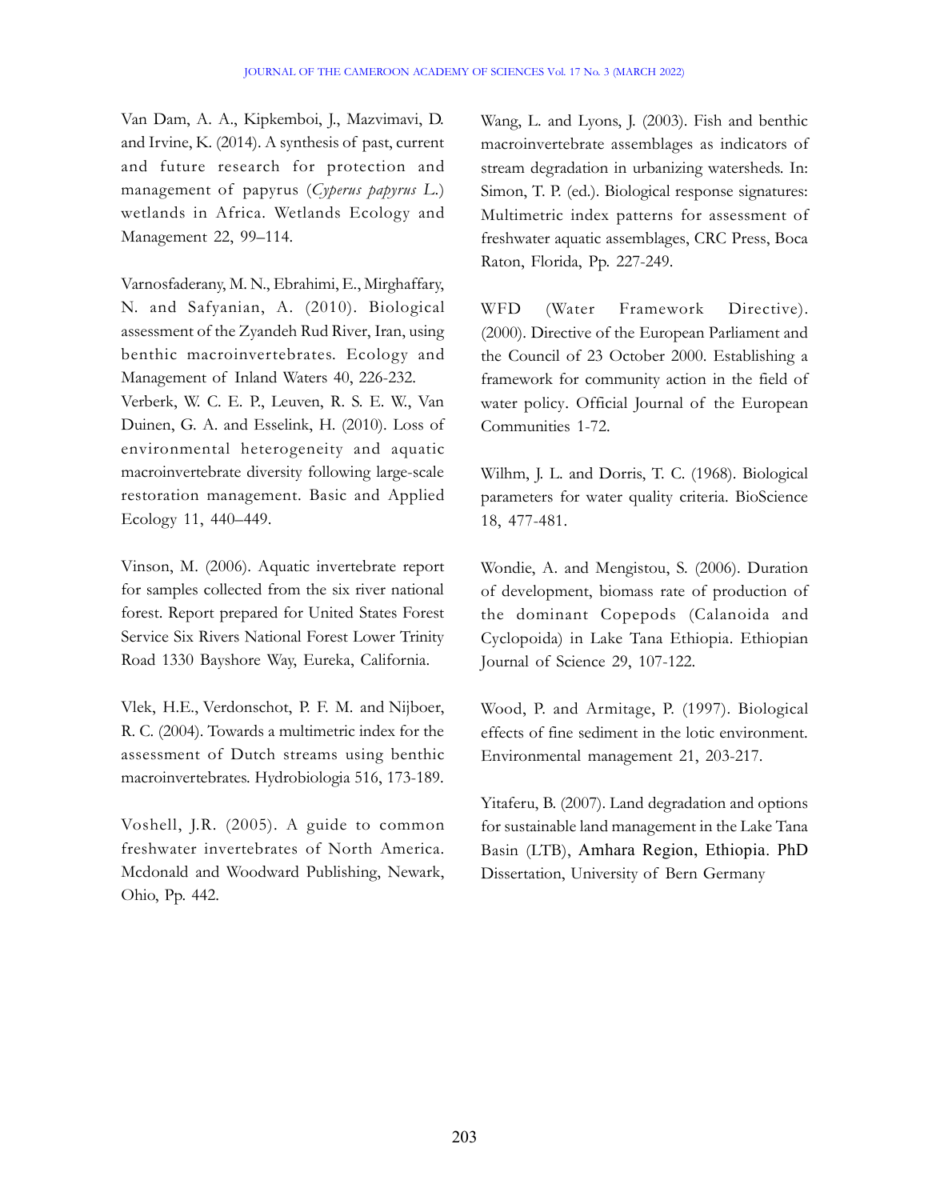Van Dam, A. A., Kipkemboi, J., Mazvimavi, D. and Irvine, K. (2014). A synthesis of past, current and future research for protection and management of papyrus (*Cyperus papyrus L.*) wetlands in Africa. Wetlands Ecology and Management 22, 99–114.

Varnosfaderany, M. N., Ebrahimi, E., Mirghaffary, N. and Safyanian, A. (2010). Biological assessment of the Zyandeh Rud River, Iran, using benthic macroinvertebrates. Ecology and Management of Inland Waters 40, 226-232.

Verberk, W. C. E. P., Leuven, R. S. E. W., Van Duinen, G. A. and Esselink, H. (2010). Loss of environmental heterogeneity and aquatic macroinvertebrate diversity following large-scale restoration management. Basic and Applied Ecology 11, 440–449.

Vinson, M. (2006). Aquatic invertebrate report for samples collected from the six river national forest. Report prepared for United States Forest Service Six Rivers National Forest Lower Trinity Road 1330 Bayshore Way, Eureka, California.

Vlek, H.E., Verdonschot, P. F. M. and Nijboer, R. C. (2004). Towards a multimetric index for the assessment of Dutch streams using benthic macroinvertebrates. Hydrobiologia 516, 173-189.

Voshell, J.R. (2005). A guide to common freshwater invertebrates of North America. Mcdonald and Woodward Publishing, Newark, Ohio, Pp. 442.

Wang, L. and Lyons, J. (2003). Fish and benthic macroinvertebrate assemblages as indicators of stream degradation in urbanizing watersheds. In: Simon, T. P. (ed.). Biological response signatures: Multimetric index patterns for assessment of freshwater aquatic assemblages, CRC Press, Boca Raton, Florida, Pp. 227-249.

WFD (Water Framework Directive). (2000). Directive of the European Parliament and the Council of 23 October 2000. Establishing a framework for community action in the field of water policy. Official Journal of the European Communities 1-72.

Wilhm, J. L. and Dorris, T. C. (1968). Biological parameters for water quality criteria. BioScience 18, 477-481.

Wondie, A. and Mengistou, S. (2006). Duration of development, biomass rate of production of the dominant Copepods (Calanoida and Cyclopoida) in Lake Tana Ethiopia. Ethiopian Journal of Science 29, 107-122.

Wood, P. and Armitage, P. (1997). Biological effects of fine sediment in the lotic environment. Environmental management 21, 203-217.

Yitaferu, B. (2007). Land degradation and options for sustainable land management in the Lake Tana Basin (LTB), Amhara Region, Ethiopia. PhD Dissertation, University of Bern Germany